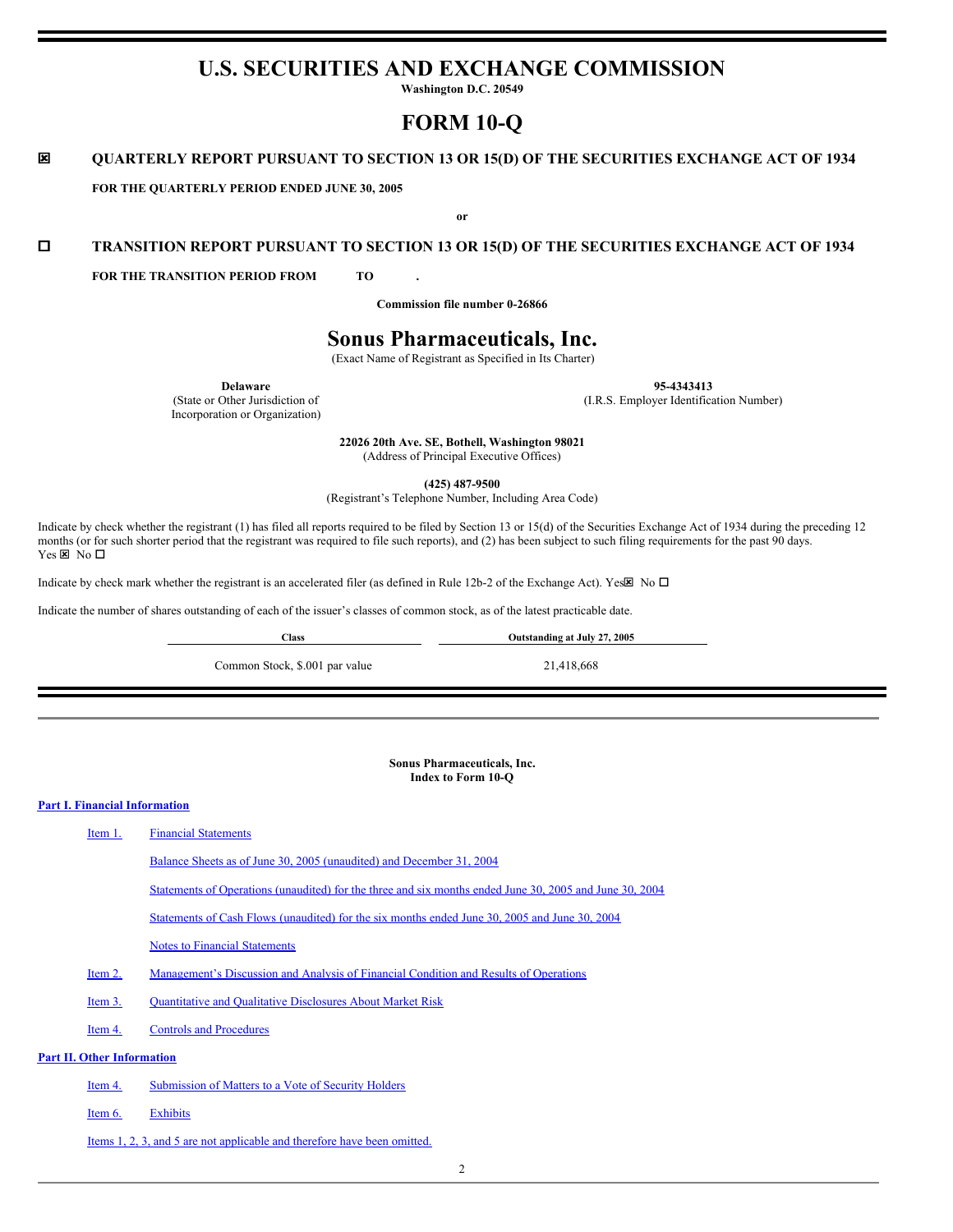# U.S. SECURITIES AND EXCHANGE COMMISSION

**Washington D.C. 20549**

# FORM 10-Q

☒ **QUARTERLY REPORT PURSUANT TO SECTION 13 OR 15(D) OF THE SECURITIES EXCHANGE ACT OF 1934**

**FOR THE QUARTERLY PERIOD ENDED JUNE 30, 2005**

**or**

☐ **TRANSITION REPORT PURSUANT TO SECTION 13 OR 15(D) OF THE SECURITIES EXCHANGE ACT OF 1934**

**FOR THE TRANSITION PERIOD FROM TO .**

**Commission file number 0-26866**

# Sonus Pharmaceuticals, Inc.

(Exact Name of Registrant as Specified in Its Charter)

| **Delaware** | **95-4343413** |
|---|---|
| (State or Other Jurisdiction of Incorporation or Organization) | (I.R.S. Employer Identification Number) |

**22026 20th Ave. SE, Bothell, Washington 98021**
(Address of Principal Executive Offices)

**(425) 487-9500**
(Registrant's Telephone Number, Including Area Code)

Indicate by check whether the registrant (1) has filed all reports required to be filed by Section 13 or 15(d) of the Securities Exchange Act of 1934 during the preceding 12 months (or for such shorter period that the registrant was required to file such reports), and (2) has been subject to such filing requirements for the past 90 days.
Yes ☒ No ☐

Indicate by check mark whether the registrant is an accelerated filer (as defined in Rule 12b-2 of the Exchange Act). Yes☒ No ☐

Indicate the number of shares outstanding of each of the issuer's classes of common stock, as of the latest practicable date.

| Class | Outstanding at July 27, 2005 |
|---|---|
| Common Stock, $.001 par value | 21,418,668 |

**Sonus Pharmaceuticals, Inc.**
**Index to Form 10-Q**

**Part I. Financial Information**

- Item 1. Financial Statements
  - Balance Sheets as of June 30, 2005 (unaudited) and December 31, 2004
  - Statements of Operations (unaudited) for the three and six months ended June 30, 2005 and June 30, 2004
  - Statements of Cash Flows (unaudited) for the six months ended June 30, 2005 and June 30, 2004
  - Notes to Financial Statements
- Item 2. Management's Discussion and Analysis of Financial Condition and Results of Operations
- Item 3. Quantitative and Qualitative Disclosures About Market Risk
- Item 4. Controls and Procedures

**Part II. Other Information**

- Item 4. Submission of Matters to a Vote of Security Holders
- Item 6. Exhibits
- Items 1, 2, 3, and 5 are not applicable and therefore have been omitted.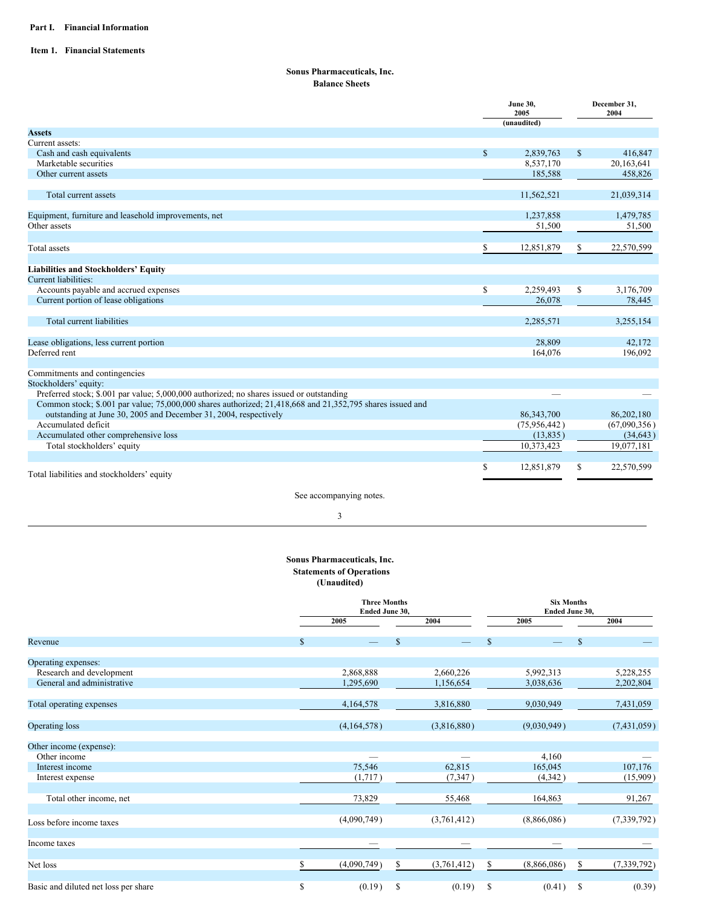**Part I. Financial Information**

**Item 1. Financial Statements**

**Sonus Pharmaceuticals, Inc.**
**Balance Sheets**

| | June 30, 2005 (unaudited) | December 31, 2004 |
|---|---|---|
| **Assets** | | |
| Current assets: | | |
| Cash and cash equivalents | $ 2,839,763 | $ 416,847 |
| Marketable securities | 8,537,170 | 20,163,641 |
| Other current assets | 185,588 | 458,826 |
| Total current assets | 11,562,521 | 21,039,314 |
| Equipment, furniture and leasehold improvements, net | 1,237,858 | 1,479,785 |
| Other assets | 51,500 | 51,500 |
| Total assets | $ 12,851,879 | $ 22,570,599 |
| **Liabilities and Stockholders' Equity** | | |
| Current liabilities: | | |
| Accounts payable and accrued expenses | $ 2,259,493 | $ 3,176,709 |
| Current portion of lease obligations | 26,078 | 78,445 |
| Total current liabilities | 2,285,571 | 3,255,154 |
| Lease obligations, less current portion | 28,809 | 42,172 |
| Deferred rent | 164,076 | 196,092 |
| Commitments and contingencies | | |
| Stockholders' equity: | | |
| Preferred stock; $.001 par value; 5,000,000 authorized; no shares issued or outstanding | — | — |
| Common stock; $.001 par value; 75,000,000 shares authorized; 21,418,668 and 21,352,795 shares issued and outstanding at June 30, 2005 and December 31, 2004, respectively | 86,343,700 | 86,202,180 |
| Accumulated deficit | (75,956,442) | (67,090,356) |
| Accumulated other comprehensive loss | (13,835) | (34,643) |
| Total stockholders' equity | 10,373,423 | 19,077,181 |
| Total liabilities and stockholders' equity | $ 12,851,879 | $ 22,570,599 |

See accompanying notes.

**Sonus Pharmaceuticals, Inc.**
**Statements of Operations**
**(Unaudited)**

| | Three Months Ended June 30, | | Six Months Ended June 30, | |
|---|---|---|---|---|
| | 2005 | 2004 | 2005 | 2004 |
| Revenue | $ — | $ — | $ — | $ — |
| Operating expenses: | | | | |
| Research and development | 2,868,888 | 2,660,226 | 5,992,313 | 5,228,255 |
| General and administrative | 1,295,690 | 1,156,654 | 3,038,636 | 2,202,804 |
| Total operating expenses | 4,164,578 | 3,816,880 | 9,030,949 | 7,431,059 |
| Operating loss | (4,164,578) | (3,816,880) | (9,030,949) | (7,431,059) |
| Other income (expense): | | | | |
| Other income | — | — | 4,160 | — |
| Interest income | 75,546 | 62,815 | 165,045 | 107,176 |
| Interest expense | (1,717) | (7,347) | (4,342) | (15,909) |
| Total other income, net | 73,829 | 55,468 | 164,863 | 91,267 |
| Loss before income taxes | (4,090,749) | (3,761,412) | (8,866,086) | (7,339,792) |
| Income taxes | — | — | — | — |
| Net loss | $ (4,090,749) | $ (3,761,412) | $ (8,866,086) | $ (7,339,792) |
| Basic and diluted net loss per share | $ (0.19) | $ (0.19) | $ (0.41) | $ (0.39) |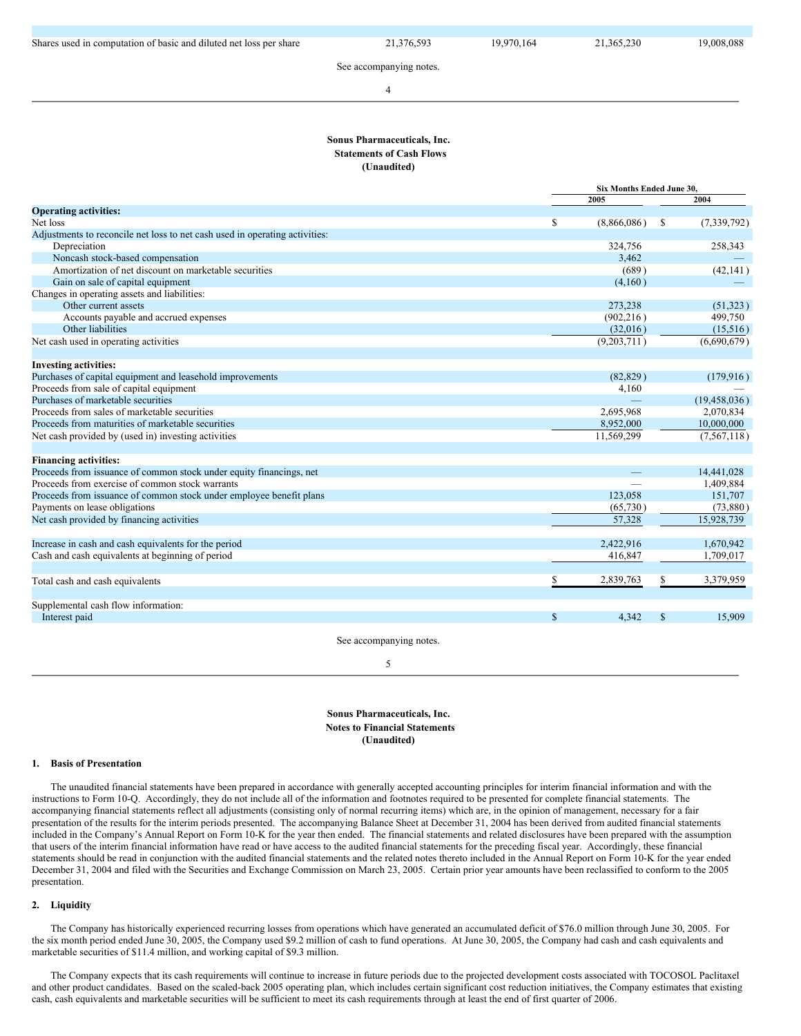| | | | | |
|---|---|---|---|---|
| Shares used in computation of basic and diluted net loss per share | 21,376,593 | 19,970,164 | 21,365,230 | 19,008,088 |

See accompanying notes.

**Sonus Pharmaceuticals, Inc.**
**Statements of Cash Flows**
**(Unaudited)**

| | Six Months Ended June 30, | |
|---|---|---|
| | 2005 | 2004 |
| **Operating activities:** | | |
| Net loss | $ (8,866,086) | $ (7,339,792) |
| Adjustments to reconcile net loss to net cash used in operating activities: | | |
| Depreciation | 324,756 | 258,343 |
| Noncash stock-based compensation | 3,462 | — |
| Amortization of net discount on marketable securities | (689) | (42,141) |
| Gain on sale of capital equipment | (4,160) | — |
| Changes in operating assets and liabilities: | | |
| Other current assets | 273,238 | (51,323) |
| Accounts payable and accrued expenses | (902,216) | 499,750 |
| Other liabilities | (32,016) | (15,516) |
| Net cash used in operating activities | (9,203,711) | (6,690,679) |
| | | |
| **Investing activities:** | | |
| Purchases of capital equipment and leasehold improvements | (82,829) | (179,916) |
| Proceeds from sale of capital equipment | 4,160 | — |
| Purchases of marketable securities | — | (19,458,036) |
| Proceeds from sales of marketable securities | 2,695,968 | 2,070,834 |
| Proceeds from maturities of marketable securities | 8,952,000 | 10,000,000 |
| Net cash provided by (used in) investing activities | 11,569,299 | (7,567,118) |
| | | |
| **Financing activities:** | | |
| Proceeds from issuance of common stock under equity financings, net | — | 14,441,028 |
| Proceeds from exercise of common stock warrants | — | 1,409,884 |
| Proceeds from issuance of common stock under employee benefit plans | 123,058 | 151,707 |
| Payments on lease obligations | (65,730) | (73,880) |
| Net cash provided by financing activities | 57,328 | 15,928,739 |
| | | |
| Increase in cash and cash equivalents for the period | 2,422,916 | 1,670,942 |
| Cash and cash equivalents at beginning of period | 416,847 | 1,709,017 |
| | | |
| Total cash and cash equivalents | $ 2,839,763 | $ 3,379,959 |
| | | |
| Supplemental cash flow information: | | |
| Interest paid | $ 4,342 | $ 15,909 |

See accompanying notes.

**Sonus Pharmaceuticals, Inc.**
**Notes to Financial Statements**
**(Unaudited)**

### 1. Basis of Presentation

The unaudited financial statements have been prepared in accordance with generally accepted accounting principles for interim financial information and with the instructions to Form 10-Q. Accordingly, they do not include all of the information and footnotes required to be presented for complete financial statements. The accompanying financial statements reflect all adjustments (consisting only of normal recurring items) which are, in the opinion of management, necessary for a fair presentation of the results for the interim periods presented. The accompanying Balance Sheet at December 31, 2004 has been derived from audited financial statements included in the Company's Annual Report on Form 10-K for the year then ended. The financial statements and related disclosures have been prepared with the assumption that users of the interim financial information have read or have access to the audited financial statements for the preceding fiscal year. Accordingly, these financial statements should be read in conjunction with the audited financial statements and the related notes thereto included in the Annual Report on Form 10-K for the year ended December 31, 2004 and filed with the Securities and Exchange Commission on March 23, 2005. Certain prior year amounts have been reclassified to conform to the 2005 presentation.

### 2. Liquidity

The Company has historically experienced recurring losses from operations which have generated an accumulated deficit of $76.0 million through June 30, 2005. For the six month period ended June 30, 2005, the Company used $9.2 million of cash to fund operations. At June 30, 2005, the Company had cash and cash equivalents and marketable securities of $11.4 million, and working capital of $9.3 million.

The Company expects that its cash requirements will continue to increase in future periods due to the projected development costs associated with TOCOSOL Paclitaxel and other product candidates. Based on the scaled-back 2005 operating plan, which includes certain significant cost reduction initiatives, the Company estimates that existing cash, cash equivalents and marketable securities will be sufficient to meet its cash requirements through at least the end of first quarter of 2006.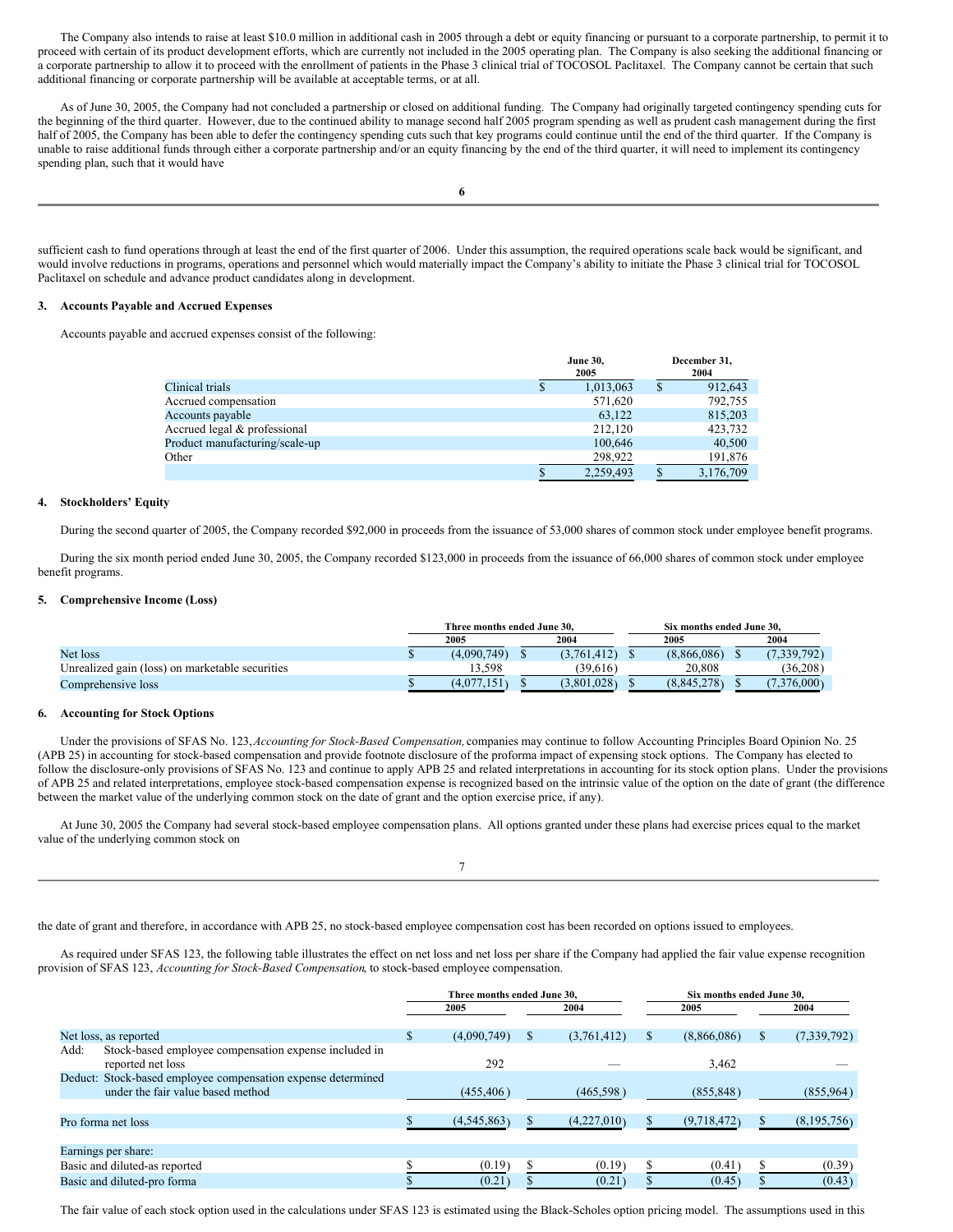The Company also intends to raise at least $10.0 million in additional cash in 2005 through a debt or equity financing or pursuant to a corporate partnership, to permit it to proceed with certain of its product development efforts, which are currently not included in the 2005 operating plan. The Company is also seeking the additional financing or a corporate partnership to allow it to proceed with the enrollment of patients in the Phase 3 clinical trial of TOCOSOL Paclitaxel. The Company cannot be certain that such additional financing or corporate partnership will be available at acceptable terms, or at all.

As of June 30, 2005, the Company had not concluded a partnership or closed on additional funding. The Company had originally targeted contingency spending cuts for the beginning of the third quarter. However, due to the continued ability to manage second half 2005 program spending as well as prudent cash management during the first half of 2005, the Company has been able to defer the contingency spending cuts such that key programs could continue until the end of the third quarter. If the Company is unable to raise additional funds through either a corporate partnership and/or an equity financing by the end of the third quarter, it will need to implement its contingency spending plan, such that it would have sufficient cash to fund operations through at least the end of the first quarter of 2006. Under this assumption, the required operations scale back would be significant, and would involve reductions in programs, operations and personnel which would materially impact the Company's ability to initiate the Phase 3 clinical trial for TOCOSOL Paclitaxel on schedule and advance product candidates along in development.

### 3. Accounts Payable and Accrued Expenses

Accounts payable and accrued expenses consist of the following:

| | June 30, 2005 | December 31, 2004 |
|---|---|---|
| Clinical trials | $ 1,013,063 | $ 912,643 |
| Accrued compensation | 571,620 | 792,755 |
| Accounts payable | 63,122 | 815,203 |
| Accrued legal & professional | 212,120 | 423,732 |
| Product manufacturing/scale-up | 100,646 | 40,500 |
| Other | 298,922 | 191,876 |
| | $ 2,259,493 | $ 3,176,709 |

### 4. Stockholders' Equity

During the second quarter of 2005, the Company recorded $92,000 in proceeds from the issuance of 53,000 shares of common stock under employee benefit programs.

During the six month period ended June 30, 2005, the Company recorded $123,000 in proceeds from the issuance of 66,000 shares of common stock under employee benefit programs.

### 5. Comprehensive Income (Loss)

| | Three months ended June 30, | | Six months ended June 30, | |
|---|---|---|---|---|
| | 2005 | 2004 | 2005 | 2004 |
| Net loss | $ (4,090,749) | $ (3,761,412) | $ (8,866,086) | $ (7,339,792) |
| Unrealized gain (loss) on marketable securities | 13,598 | (39,616) | 20,808 | (36,208) |
| Comprehensive loss | $ (4,077,151) | $ (3,801,028) | $ (8,845,278) | $ (7,376,000) |

### 6. Accounting for Stock Options

Under the provisions of SFAS No. 123, *Accounting for Stock-Based Compensation,* companies may continue to follow Accounting Principles Board Opinion No. 25 (APB 25) in accounting for stock-based compensation and provide footnote disclosure of the proforma impact of expensing stock options. The Company has elected to follow the disclosure-only provisions of SFAS No. 123 and continue to apply APB 25 and related interpretations in accounting for its stock option plans. Under the provisions of APB 25 and related interpretations, employee stock-based compensation expense is recognized based on the intrinsic value of the option on the date of grant (the difference between the market value of the underlying common stock on the date of grant and the option exercise price, if any).

At June 30, 2005 the Company had several stock-based employee compensation plans. All options granted under these plans had exercise prices equal to the market value of the underlying common stock on the date of grant and therefore, in accordance with APB 25, no stock-based employee compensation cost has been recorded on options issued to employees.

As required under SFAS 123, the following table illustrates the effect on net loss and net loss per share if the Company had applied the fair value expense recognition provision of SFAS 123, *Accounting for Stock-Based Compensation*, to stock-based employee compensation.

| | Three months ended June 30, | | Six months ended June 30, | |
|---|---|---|---|---|
| | 2005 | 2004 | 2005 | 2004 |
| Net loss, as reported | $ (4,090,749) | $ (3,761,412) | $ (8,866,086) | $ (7,339,792) |
| Add: Stock-based employee compensation expense included in reported net loss | 292 | — | 3,462 | — |
| Deduct: Stock-based employee compensation expense determined under the fair value based method | (455,406) | (465,598) | (855,848) | (855,964) |
| Pro forma net loss | $ (4,545,863) | $ (4,227,010) | $ (9,718,472) | $ (8,195,756) |
| Earnings per share: | | | | |
| Basic and diluted-as reported | $ (0.19) | $ (0.19) | $ (0.41) | $ (0.39) |
| Basic and diluted-pro forma | $ (0.21) | $ (0.21) | $ (0.45) | $ (0.43) |

The fair value of each stock option used in the calculations under SFAS 123 is estimated using the Black-Scholes option pricing model. The assumptions used in this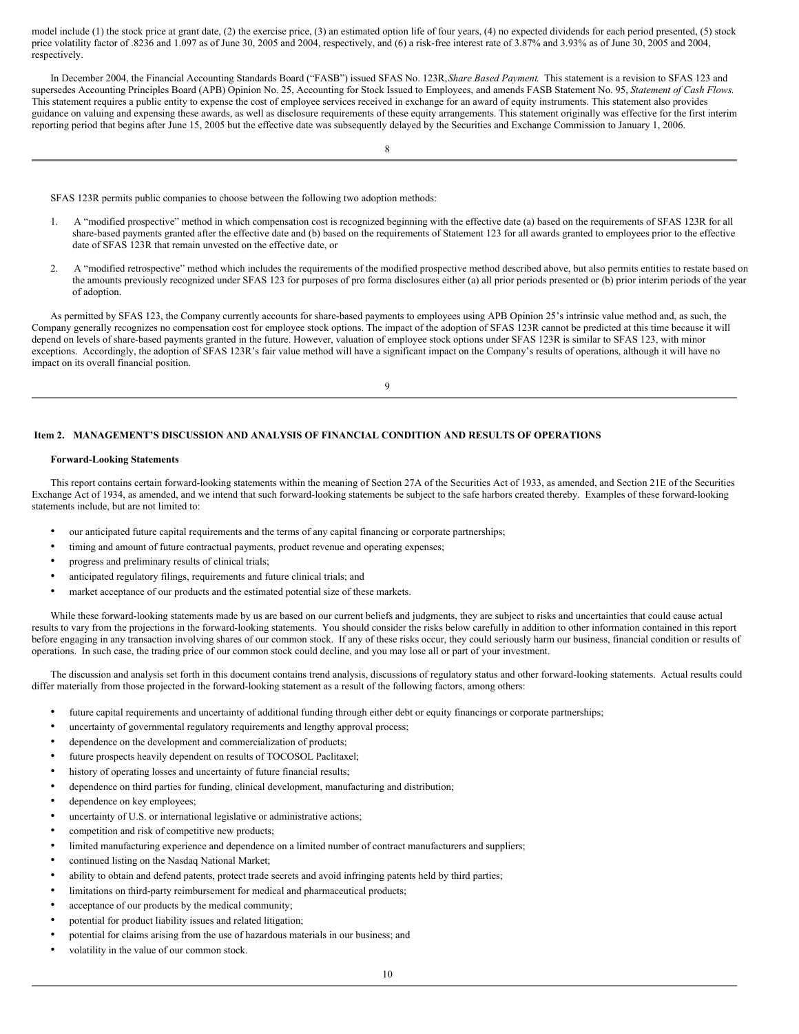model include (1) the stock price at grant date, (2) the exercise price, (3) an estimated option life of four years, (4) no expected dividends for each period presented, (5) stock price volatility factor of .8236 and 1.097 as of June 30, 2005 and 2004, respectively, and (6) a risk-free interest rate of 3.87% and 3.93% as of June 30, 2005 and 2004, respectively.

In December 2004, the Financial Accounting Standards Board ("FASB") issued SFAS No. 123R, *Share Based Payment.* This statement is a revision to SFAS 123 and supersedes Accounting Principles Board (APB) Opinion No. 25, Accounting for Stock Issued to Employees, and amends FASB Statement No. 95, *Statement of Cash Flows.* This statement requires a public entity to expense the cost of employee services received in exchange for an award of equity instruments. This statement also provides guidance on valuing and expensing these awards, as well as disclosure requirements of these equity arrangements. This statement originally was effective for the first interim reporting period that begins after June 15, 2005 but the effective date was subsequently delayed by the Securities and Exchange Commission to January 1, 2006.

SFAS 123R permits public companies to choose between the following two adoption methods:

1. A "modified prospective" method in which compensation cost is recognized beginning with the effective date (a) based on the requirements of SFAS 123R for all share-based payments granted after the effective date and (b) based on the requirements of Statement 123 for all awards granted to employees prior to the effective date of SFAS 123R that remain unvested on the effective date, or
2. A "modified retrospective" method which includes the requirements of the modified prospective method described above, but also permits entities to restate based on the amounts previously recognized under SFAS 123 for purposes of pro forma disclosures either (a) all prior periods presented or (b) prior interim periods of the year of adoption.

As permitted by SFAS 123, the Company currently accounts for share-based payments to employees using APB Opinion 25's intrinsic value method and, as such, the Company generally recognizes no compensation cost for employee stock options. The impact of the adoption of SFAS 123R cannot be predicted at this time because it will depend on levels of share-based payments granted in the future. However, valuation of employee stock options under SFAS 123R is similar to SFAS 123, with minor exceptions. Accordingly, the adoption of SFAS 123R's fair value method will have a significant impact on the Company's results of operations, although it will have no impact on its overall financial position.

## Item 2. MANAGEMENT'S DISCUSSION AND ANALYSIS OF FINANCIAL CONDITION AND RESULTS OF OPERATIONS

### Forward-Looking Statements

This report contains certain forward-looking statements within the meaning of Section 27A of the Securities Act of 1933, as amended, and Section 21E of the Securities Exchange Act of 1934, as amended, and we intend that such forward-looking statements be subject to the safe harbors created thereby. Examples of these forward-looking statements include, but are not limited to:

- our anticipated future capital requirements and the terms of any capital financing or corporate partnerships;
- timing and amount of future contractual payments, product revenue and operating expenses;
- progress and preliminary results of clinical trials;
- anticipated regulatory filings, requirements and future clinical trials; and
- market acceptance of our products and the estimated potential size of these markets.

While these forward-looking statements made by us are based on our current beliefs and judgments, they are subject to risks and uncertainties that could cause actual results to vary from the projections in the forward-looking statements. You should consider the risks below carefully in addition to other information contained in this report before engaging in any transaction involving shares of our common stock. If any of these risks occur, they could seriously harm our business, financial condition or results of operations. In such case, the trading price of our common stock could decline, and you may lose all or part of your investment.

The discussion and analysis set forth in this document contains trend analysis, discussions of regulatory status and other forward-looking statements. Actual results could differ materially from those projected in the forward-looking statement as a result of the following factors, among others:

- future capital requirements and uncertainty of additional funding through either debt or equity financings or corporate partnerships;
- uncertainty of governmental regulatory requirements and lengthy approval process;
- dependence on the development and commercialization of products;
- future prospects heavily dependent on results of TOCOSOL Paclitaxel;
- history of operating losses and uncertainty of future financial results;
- dependence on third parties for funding, clinical development, manufacturing and distribution;
- dependence on key employees;
- uncertainty of U.S. or international legislative or administrative actions;
- competition and risk of competitive new products;
- limited manufacturing experience and dependence on a limited number of contract manufacturers and suppliers;
- continued listing on the Nasdaq National Market;
- ability to obtain and defend patents, protect trade secrets and avoid infringing patents held by third parties;
- limitations on third-party reimbursement for medical and pharmaceutical products;
- acceptance of our products by the medical community;
- potential for product liability issues and related litigation;
- potential for claims arising from the use of hazardous materials in our business; and
- volatility in the value of our common stock.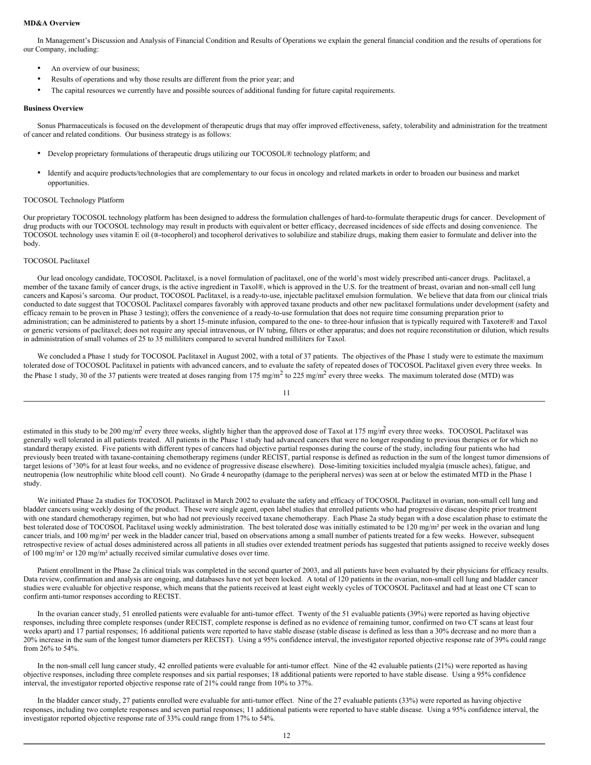**MD&A Overview**

In Management's Discussion and Analysis of Financial Condition and Results of Operations we explain the general financial condition and the results of operations for our Company, including:

- An overview of our business;
- Results of operations and why those results are different from the prior year; and
- The capital resources we currently have and possible sources of additional funding for future capital requirements.

**Business Overview**

Sonus Pharmaceuticals is focused on the development of therapeutic drugs that may offer improved effectiveness, safety, tolerability and administration for the treatment of cancer and related conditions. Our business strategy is as follows:

- Develop proprietary formulations of therapeutic drugs utilizing our TOCOSOL® technology platform; and
- Identify and acquire products/technologies that are complementary to our focus in oncology and related markets in order to broaden our business and market opportunities.

TOCOSOL Technology Platform

Our proprietary TOCOSOL technology platform has been designed to address the formulation challenges of hard-to-formulate therapeutic drugs for cancer. Development of drug products with our TOCOSOL technology may result in products with equivalent or better efficacy, decreased incidences of side effects and dosing convenience. The TOCOSOL technology uses vitamin E oil (α-tocopherol) and tocopherol derivatives to solubilize and stabilize drugs, making them easier to formulate and deliver into the body.

TOCOSOL Paclitaxel

Our lead oncology candidate, TOCOSOL Paclitaxel, is a novel formulation of paclitaxel, one of the world's most widely prescribed anti-cancer drugs. Paclitaxel, a member of the taxane family of cancer drugs, is the active ingredient in Taxol®, which is approved in the U.S. for the treatment of breast, ovarian and non-small cell lung cancers and Kaposi's sarcoma. Our product, TOCOSOL Paclitaxel, is a ready-to-use, injectable paclitaxel emulsion formulation. We believe that data from our clinical trials conducted to date suggest that TOCOSOL Paclitaxel compares favorably with approved taxane products and other new paclitaxel formulations under development (safety and efficacy remain to be proven in Phase 3 testing); offers the convenience of a ready-to-use formulation that does not require time consuming preparation prior to administration; can be administered to patients by a short 15-minute infusion, compared to the one- to three-hour infusion that is typically required with Taxotere® and Taxol or generic versions of paclitaxel; does not require any special intravenous, or IV tubing, filters or other apparatus; and does not require reconstitution or dilution, which results in administration of small volumes of 25 to 35 milliliters compared to several hundred milliliters for Taxol.

We concluded a Phase 1 study for TOCOSOL Paclitaxel in August 2002, with a total of 37 patients. The objectives of the Phase 1 study were to estimate the maximum tolerated dose of TOCOSOL Paclitaxel in patients with advanced cancers, and to evaluate the safety of repeated doses of TOCOSOL Paclitaxel given every three weeks. In the Phase 1 study, 30 of the 37 patients were treated at doses ranging from 175 mg/m$^2$ to 225 mg/m$^2$ every three weeks. The maximum tolerated dose (MTD) was estimated in this study to be 200 mg/m$^2$ every three weeks, slightly higher than the approved dose of Taxol at 175 mg/m$^2$ every three weeks. TOCOSOL Paclitaxel was generally well tolerated in all patients treated. All patients in the Phase 1 study had advanced cancers that were no longer responding to previous therapies or for which no standard therapy existed. Five patients with different types of cancers had objective partial responses during the course of the study, including four patients who had previously been treated with taxane-containing chemotherapy regimens (under RECIST, partial response is defined as reduction in the sum of the longest tumor dimensions of target lesions of ³30% for at least four weeks, and no evidence of progressive disease elsewhere). Dose-limiting toxicities included myalgia (muscle aches), fatigue, and neutropenia (low neutrophilic white blood cell count). No Grade 4 neuropathy (damage to the peripheral nerves) was seen at or below the estimated MTD in the Phase 1 study.

We initiated Phase 2a studies for TOCOSOL Paclitaxel in March 2002 to evaluate the safety and efficacy of TOCOSOL Paclitaxel in ovarian, non-small cell lung and bladder cancers using weekly dosing of the product. These were single agent, open label studies that enrolled patients who had progressive disease despite prior treatment with one standard chemotherapy regimen, but who had not previously received taxane chemotherapy. Each Phase 2a study began with a dose escalation phase to estimate the best tolerated dose of TOCOSOL Paclitaxel using weekly administration. The best tolerated dose was initially estimated to be 120 mg/m² per week in the ovarian and lung cancer trials, and 100 mg/m² per week in the bladder cancer trial, based on observations among a small number of patients treated for a few weeks. However, subsequent retrospective review of actual doses administered across all patients in all studies over extended treatment periods has suggested that patients assigned to receive weekly doses of 100 mg/m² or 120 mg/m² actually received similar cumulative doses over time.

Patient enrollment in the Phase 2a clinical trials was completed in the second quarter of 2003, and all patients have been evaluated by their physicians for efficacy results. Data review, confirmation and analysis are ongoing, and databases have not yet been locked. A total of 120 patients in the ovarian, non-small cell lung and bladder cancer studies were evaluable for objective response, which means that the patients received at least eight weekly cycles of TOCOSOL Paclitaxel and had at least one CT scan to confirm anti-tumor responses according to RECIST.

In the ovarian cancer study, 51 enrolled patients were evaluable for anti-tumor effect. Twenty of the 51 evaluable patients (39%) were reported as having objective responses, including three complete responses (under RECIST, complete response is defined as no evidence of remaining tumor, confirmed on two CT scans at least four weeks apart) and 17 partial responses; 16 additional patients were reported to have stable disease (stable disease is defined as less than a 30% decrease and no more than a 20% increase in the sum of the longest tumor diameters per RECIST). Using a 95% confidence interval, the investigator reported objective response rate of 39% could range from 26% to 54%.

In the non-small cell lung cancer study, 42 enrolled patients were evaluable for anti-tumor effect. Nine of the 42 evaluable patients (21%) were reported as having objective responses, including three complete responses and six partial responses; 18 additional patients were reported to have stable disease. Using a 95% confidence interval, the investigator reported objective response rate of 21% could range from 10% to 37%.

In the bladder cancer study, 27 patients enrolled were evaluable for anti-tumor effect. Nine of the 27 evaluable patients (33%) were reported as having objective responses, including two complete responses and seven partial responses; 11 additional patients were reported to have stable disease. Using a 95% confidence interval, the investigator reported objective response rate of 33% could range from 17% to 54%.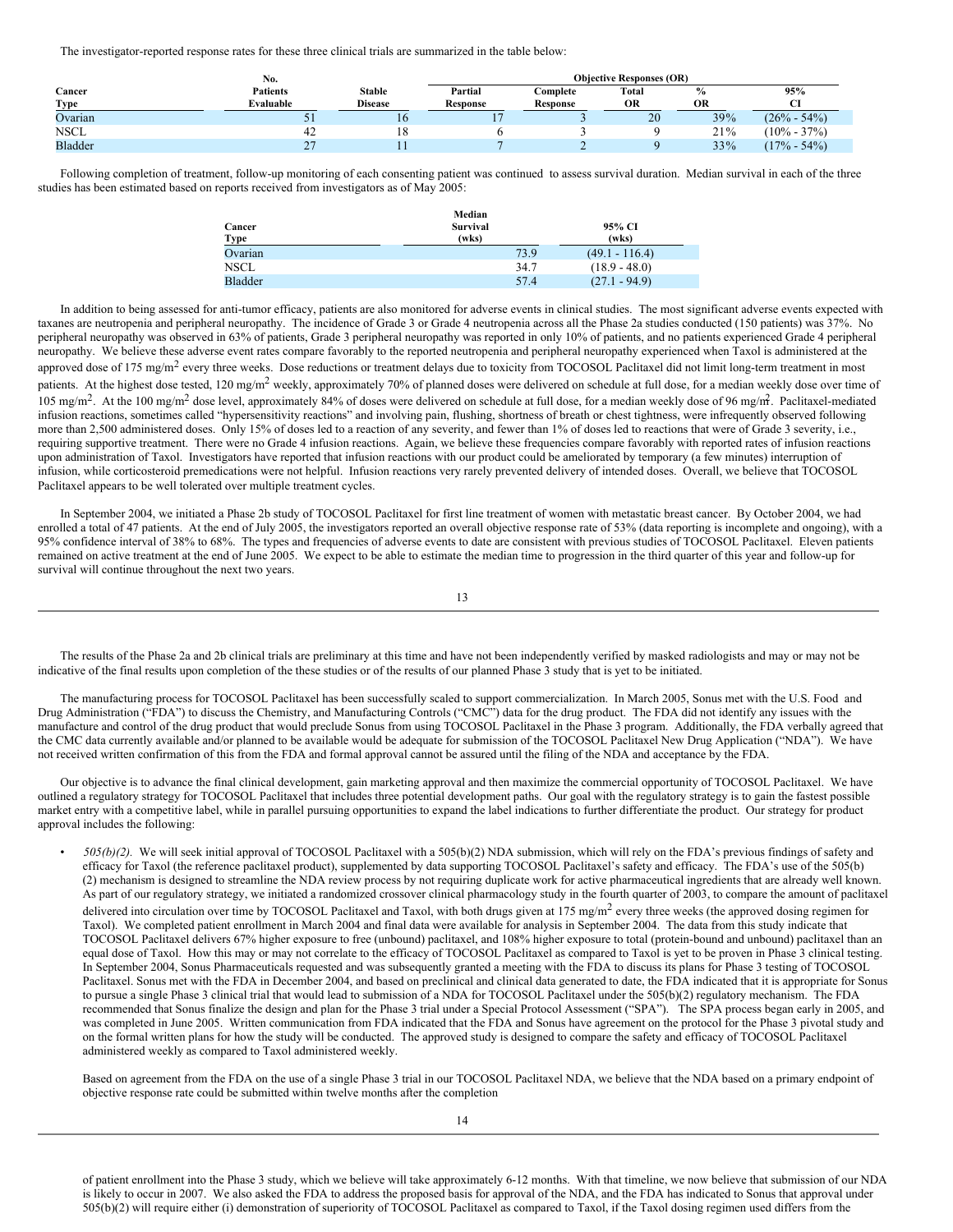The investigator-reported response rates for these three clinical trials are summarized in the table below:

| Cancer Type | No. Patients Evaluable | Stable Disease | Objective Responses (OR) Partial Response | Complete Response | Total OR | % OR | 95% CI |
|---|---|---|---|---|---|---|---|
| Ovarian | 51 | 16 | 17 | 3 | 20 | 39% | (26% - 54%) |
| NSCL | 42 | 18 | 6 | 3 | 9 | 21% | (10% - 37%) |
| Bladder | 27 | 11 | 7 | 2 | 9 | 33% | (17% - 54%) |

Following completion of treatment, follow-up monitoring of each consenting patient was continued to assess survival duration. Median survival in each of the three studies has been estimated based on reports received from investigators as of May 2005:

| Cancer Type | Median Survival (wks) | 95% CI (wks) |
|---|---|---|
| Ovarian | 73.9 | (49.1 - 116.4) |
| NSCL | 34.7 | (18.9 - 48.0) |
| Bladder | 57.4 | (27.1 - 94.9) |

In addition to being assessed for anti-tumor efficacy, patients are also monitored for adverse events in clinical studies. The most significant adverse events expected with taxanes are neutropenia and peripheral neuropathy. The incidence of Grade 3 or Grade 4 neutropenia across all the Phase 2a studies conducted (150 patients) was 37%. No peripheral neuropathy was observed in 63% of patients, Grade 3 peripheral neuropathy was reported in only 10% of patients, and no patients experienced Grade 4 peripheral neuropathy. We believe these adverse event rates compare favorably to the reported neutropenia and peripheral neuropathy experienced when Taxol is administered at the approved dose of 175 mg/m$^2$ every three weeks. Dose reductions or treatment delays due to toxicity from TOCOSOL Paclitaxel did not limit long-term treatment in most patients. At the highest dose tested, 120 mg/m$^2$ weekly, approximately 70% of planned doses were delivered on schedule at full dose, for a median weekly dose over time of 105 mg/m$^2$. At the 100 mg/m$^2$ dose level, approximately 84% of doses were delivered on schedule at full dose, for a median weekly dose of 96 mg/m$^2$. Paclitaxel-mediated infusion reactions, sometimes called "hypersensitivity reactions" and involving pain, flushing, shortness of breath or chest tightness, were infrequently observed following more than 2,500 administered doses. Only 15% of doses led to a reaction of any severity, and fewer than 1% of doses led to reactions that were of Grade 3 severity, i.e., requiring supportive treatment. There were no Grade 4 infusion reactions. Again, we believe these frequencies compare favorably with reported rates of infusion reactions upon administration of Taxol. Investigators have reported that infusion reactions with our product could be ameliorated by temporary (a few minutes) interruption of infusion, while corticosteroid premedications were not helpful. Infusion reactions very rarely prevented delivery of intended doses. Overall, we believe that TOCOSOL Paclitaxel appears to be well tolerated over multiple treatment cycles.

In September 2004, we initiated a Phase 2b study of TOCOSOL Paclitaxel for first line treatment of women with metastatic breast cancer. By October 2004, we had enrolled a total of 47 patients. At the end of July 2005, the investigators reported an overall objective response rate of 53% (data reporting is incomplete and ongoing), with a 95% confidence interval of 38% to 68%. The types and frequencies of adverse events to date are consistent with previous studies of TOCOSOL Paclitaxel. Eleven patients remained on active treatment at the end of June 2005. We expect to be able to estimate the median time to progression in the third quarter of this year and follow-up for survival will continue throughout the next two years.

The results of the Phase 2a and 2b clinical trials are preliminary at this time and have not been independently verified by masked radiologists and may or may not be indicative of the final results upon completion of the these studies or of the results of our planned Phase 3 study that is yet to be initiated.

The manufacturing process for TOCOSOL Paclitaxel has been successfully scaled to support commercialization. In March 2005, Sonus met with the U.S. Food and Drug Administration ("FDA") to discuss the Chemistry, and Manufacturing Controls ("CMC") data for the drug product. The FDA did not identify any issues with the manufacture and control of the drug product that would preclude Sonus from using TOCOSOL Paclitaxel in the Phase 3 program. Additionally, the FDA verbally agreed that the CMC data currently available and/or planned to be available would be adequate for submission of the TOCOSOL Paclitaxel New Drug Application ("NDA"). We have not received written confirmation of this from the FDA and formal approval cannot be assured until the filing of the NDA and acceptance by the FDA.

Our objective is to advance the final clinical development, gain marketing approval and then maximize the commercial opportunity of TOCOSOL Paclitaxel. We have outlined a regulatory strategy for TOCOSOL Paclitaxel that includes three potential development paths. Our goal with the regulatory strategy is to gain the fastest possible market entry with a competitive label, while in parallel pursuing opportunities to expand the label indications to further differentiate the product. Our strategy for product approval includes the following:

- *505(b)(2).* We will seek initial approval of TOCOSOL Paclitaxel with a 505(b)(2) NDA submission, which will rely on the FDA's previous findings of safety and efficacy for Taxol (the reference paclitaxel product), supplemented by data supporting TOCOSOL Paclitaxel's safety and efficacy. The FDA's use of the 505(b)(2) mechanism is designed to streamline the NDA review process by not requiring duplicate work for active pharmaceutical ingredients that are already well known. As part of our regulatory strategy, we initiated a randomized crossover clinical pharmacology study in the fourth quarter of 2003, to compare the amount of paclitaxel delivered into circulation over time by TOCOSOL Paclitaxel and Taxol, with both drugs given at 175 mg/m$^2$ every three weeks (the approved dosing regimen for Taxol). We completed patient enrollment in March 2004 and final data were available for analysis in September 2004. The data from this study indicate that TOCOSOL Paclitaxel delivers 67% higher exposure to free (unbound) paclitaxel, and 108% higher exposure to total (protein-bound and unbound) paclitaxel than an equal dose of Taxol. How this may or may not correlate to the efficacy of TOCOSOL Paclitaxel as compared to Taxol is yet to be proven in Phase 3 clinical testing. In September 2004, Sonus Pharmaceuticals requested and was subsequently granted a meeting with the FDA to discuss its plans for Phase 3 testing of TOCOSOL Paclitaxel. Sonus met with the FDA in December 2004, and based on preclinical and clinical data generated to date, the FDA indicated that it is appropriate for Sonus to pursue a single Phase 3 clinical trial that would lead to submission of a NDA for TOCOSOL Paclitaxel under the 505(b)(2) regulatory mechanism. The FDA recommended that Sonus finalize the design and plan for the Phase 3 trial under a Special Protocol Assessment ("SPA"). The SPA process began early in 2005, and was completed in June 2005. Written communication from FDA indicated that the FDA and Sonus have agreement on the protocol for the Phase 3 pivotal study and on the formal written plans for how the study will be conducted. The approved study is designed to compare the safety and efficacy of TOCOSOL Paclitaxel administered weekly as compared to Taxol administered weekly.

  Based on agreement from the FDA on the use of a single Phase 3 trial in our TOCOSOL Paclitaxel NDA, we believe that the NDA based on a primary endpoint of objective response rate could be submitted within twelve months after the completion of patient enrollment into the Phase 3 study, which we believe will take approximately 6-12 months. With that timeline, we now believe that submission of our NDA is likely to occur in 2007. We also asked the FDA to address the proposed basis for approval of the NDA, and the FDA has indicated to Sonus that approval under 505(b)(2) will require either (i) demonstration of superiority of TOCOSOL Paclitaxel as compared to Taxol, if the Taxol dosing regimen used differs from the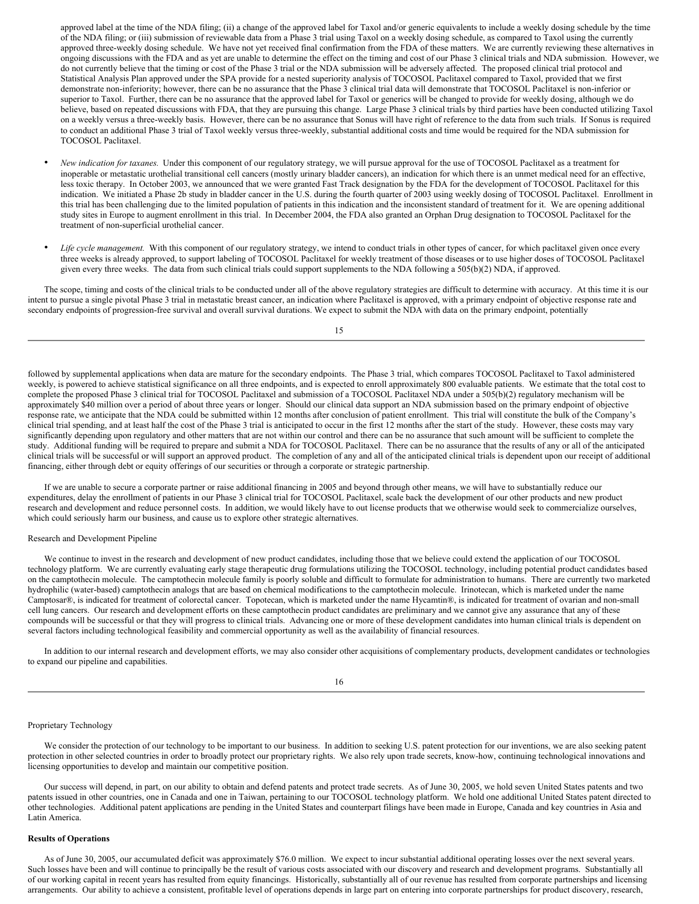approved label at the time of the NDA filing; (ii) a change of the approved label for Taxol and/or generic equivalents to include a weekly dosing schedule by the time of the NDA filing; or (iii) submission of reviewable data from a Phase 3 trial using Taxol on a weekly dosing schedule, as compared to Taxol using the currently approved three-weekly dosing schedule. We have not yet received final confirmation from the FDA of these matters. We are currently reviewing these alternatives in ongoing discussions with the FDA and as yet are unable to determine the effect on the timing and cost of our Phase 3 clinical trials and NDA submission. However, we do not currently believe that the timing or cost of the Phase 3 trial or the NDA submission will be adversely affected. The proposed clinical trial protocol and Statistical Analysis Plan approved under the SPA provide for a nested superiority analysis of TOCOSOL Paclitaxel compared to Taxol, provided that we first demonstrate non-inferiority; however, there can be no assurance that the Phase 3 clinical trial data will demonstrate that TOCOSOL Paclitaxel is non-inferior or superior to Taxol. Further, there can be no assurance that the approved label for Taxol or generics will be changed to provide for weekly dosing, although we do believe, based on repeated discussions with FDA, that they are pursuing this change. Large Phase 3 clinical trials by third parties have been conducted utilizing Taxol on a weekly versus a three-weekly basis. However, there can be no assurance that Sonus will have right of reference to the data from such trials. If Sonus is required to conduct an additional Phase 3 trial of Taxol weekly versus three-weekly, substantial additional costs and time would be required for the NDA submission for TOCOSOL Paclitaxel.

- *New indication for taxanes.* Under this component of our regulatory strategy, we will pursue approval for the use of TOCOSOL Paclitaxel as a treatment for inoperable or metastatic urothelial transitional cell cancers (mostly urinary bladder cancers), an indication for which there is an unmet medical need for an effective, less toxic therapy. In October 2003, we announced that we were granted Fast Track designation by the FDA for the development of TOCOSOL Paclitaxel for this indication. We initiated a Phase 2b study in bladder cancer in the U.S. during the fourth quarter of 2003 using weekly dosing of TOCOSOL Paclitaxel. Enrollment in this trial has been challenging due to the limited population of patients in this indication and the inconsistent standard of treatment for it. We are opening additional study sites in Europe to augment enrollment in this trial. In December 2004, the FDA also granted an Orphan Drug designation to TOCOSOL Paclitaxel for the treatment of non-superficial urothelial cancer.

- *Life cycle management.* With this component of our regulatory strategy, we intend to conduct trials in other types of cancer, for which paclitaxel given once every three weeks is already approved, to support labeling of TOCOSOL Paclitaxel for weekly treatment of those diseases or to use higher doses of TOCOSOL Paclitaxel given every three weeks. The data from such clinical trials could support supplements to the NDA following a 505(b)(2) NDA, if approved.

The scope, timing and costs of the clinical trials to be conducted under all of the above regulatory strategies are difficult to determine with accuracy. At this time it is our intent to pursue a single pivotal Phase 3 trial in metastatic breast cancer, an indication where Paclitaxel is approved, with a primary endpoint of objective response rate and secondary endpoints of progression-free survival and overall survival durations. We expect to submit the NDA with data on the primary endpoint, potentially followed by supplemental applications when data are mature for the secondary endpoints. The Phase 3 trial, which compares TOCOSOL Paclitaxel to Taxol administered weekly, is powered to achieve statistical significance on all three endpoints, and is expected to enroll approximately 800 evaluable patients. We estimate that the total cost to complete the proposed Phase 3 clinical trial for TOCOSOL Paclitaxel and submission of a TOCOSOL Paclitaxel NDA under a 505(b)(2) regulatory mechanism will be approximately $40 million over a period of about three years or longer. Should our clinical data support an NDA submission based on the primary endpoint of objective response rate, we anticipate that the NDA could be submitted within 12 months after conclusion of patient enrollment. This trial will constitute the bulk of the Company's clinical trial spending, and at least half the cost of the Phase 3 trial is anticipated to occur in the first 12 months after the start of the study. However, these costs may vary significantly depending upon regulatory and other matters that are not within our control and there can be no assurance that such amount will be sufficient to complete the study. Additional funding will be required to prepare and submit a NDA for TOCOSOL Paclitaxel. There can be no assurance that the results of any or all of the anticipated clinical trials will be successful or will support an approved product. The completion of any and all of the anticipated clinical trials is dependent upon our receipt of additional financing, either through debt or equity offerings of our securities or through a corporate or strategic partnership.

If we are unable to secure a corporate partner or raise additional financing in 2005 and beyond through other means, we will have to substantially reduce our expenditures, delay the enrollment of patients in our Phase 3 clinical trial for TOCOSOL Paclitaxel, scale back the development of our other products and new product research and development and reduce personnel costs. In addition, we would likely have to out license products that we otherwise would seek to commercialize ourselves, which could seriously harm our business, and cause us to explore other strategic alternatives.

Research and Development Pipeline

We continue to invest in the research and development of new product candidates, including those that we believe could extend the application of our TOCOSOL technology platform. We are currently evaluating early stage therapeutic drug formulations utilizing the TOCOSOL technology, including potential product candidates based on the camptothecin molecule. The camptothecin molecule family is poorly soluble and difficult to formulate for administration to humans. There are currently two marketed hydrophilic (water-based) camptothecin analogs that are based on chemical modifications to the camptothecin molecule. Irinotecan, which is marketed under the name Camptosar®, is indicated for treatment of colorectal cancer. Topotecan, which is marketed under the name Hycamtin®, is indicated for treatment of ovarian and non-small cell lung cancers. Our research and development efforts on these camptothecin product candidates are preliminary and we cannot give any assurance that any of these compounds will be successful or that they will progress to clinical trials. Advancing one or more of these development candidates into human clinical trials is dependent on several factors including technological feasibility and commercial opportunity as well as the availability of financial resources.

In addition to our internal research and development efforts, we may also consider other acquisitions of complementary products, development candidates or technologies to expand our pipeline and capabilities.

Proprietary Technology

We consider the protection of our technology to be important to our business. In addition to seeking U.S. patent protection for our inventions, we are also seeking patent protection in other selected countries in order to broadly protect our proprietary rights. We also rely upon trade secrets, know-how, continuing technological innovations and licensing opportunities to develop and maintain our competitive position.

Our success will depend, in part, on our ability to obtain and defend patents and protect trade secrets. As of June 30, 2005, we hold seven United States patents and two patents issued in other countries, one in Canada and one in Taiwan, pertaining to our TOCOSOL technology platform. We hold one additional United States patent directed to other technologies. Additional patent applications are pending in the United States and counterpart filings have been made in Europe, Canada and key countries in Asia and Latin America.

**Results of Operations**

As of June 30, 2005, our accumulated deficit was approximately $76.0 million. We expect to incur substantial additional operating losses over the next several years. Such losses have been and will continue to principally be the result of various costs associated with our discovery and research and development programs. Substantially all of our working capital in recent years has resulted from equity financings. Historically, substantially all of our revenue has resulted from corporate partnerships and licensing arrangements. Our ability to achieve a consistent, profitable level of operations depends in large part on entering into corporate partnerships for product discovery, research,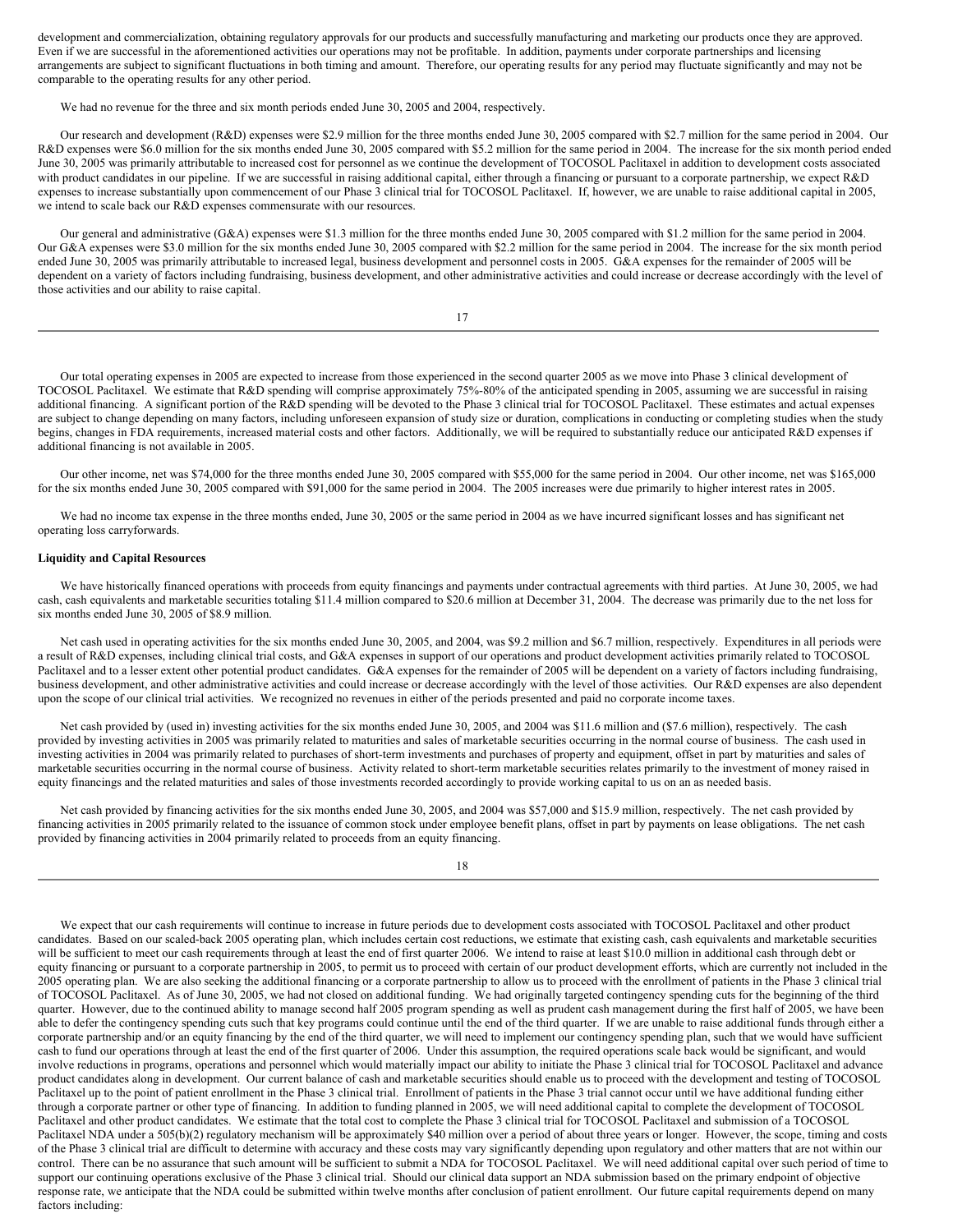development and commercialization, obtaining regulatory approvals for our products and successfully manufacturing and marketing our products once they are approved. Even if we are successful in the aforementioned activities our operations may not be profitable. In addition, payments under corporate partnerships and licensing arrangements are subject to significant fluctuations in both timing and amount. Therefore, our operating results for any period may fluctuate significantly and may not be comparable to the operating results for any other period.

We had no revenue for the three and six month periods ended June 30, 2005 and 2004, respectively.

Our research and development (R&D) expenses were $2.9 million for the three months ended June 30, 2005 compared with $2.7 million for the same period in 2004. Our R&D expenses were $6.0 million for the six months ended June 30, 2005 compared with $5.2 million for the same period in 2004. The increase for the six month period ended June 30, 2005 was primarily attributable to increased cost for personnel as we continue the development of TOCOSOL Paclitaxel in addition to development costs associated with product candidates in our pipeline. If we are successful in raising additional capital, either through a financing or pursuant to a corporate partnership, we expect R&D expenses to increase substantially upon commencement of our Phase 3 clinical trial for TOCOSOL Paclitaxel. If, however, we are unable to raise additional capital in 2005, we intend to scale back our R&D expenses commensurate with our resources.

Our general and administrative (G&A) expenses were $1.3 million for the three months ended June 30, 2005 compared with $1.2 million for the same period in 2004. Our G&A expenses were $3.0 million for the six months ended June 30, 2005 compared with $2.2 million for the same period in 2004. The increase for the six month period ended June 30, 2005 was primarily attributable to increased legal, business development and personnel costs in 2005. G&A expenses for the remainder of 2005 will be dependent on a variety of factors including fundraising, business development, and other administrative activities and could increase or decrease accordingly with the level of those activities and our ability to raise capital.

Our total operating expenses in 2005 are expected to increase from those experienced in the second quarter 2005 as we move into Phase 3 clinical development of TOCOSOL Paclitaxel. We estimate that R&D spending will comprise approximately 75%-80% of the anticipated spending in 2005, assuming we are successful in raising additional financing. A significant portion of the R&D spending will be devoted to the Phase 3 clinical trial for TOCOSOL Paclitaxel. These estimates and actual expenses are subject to change depending on many factors, including unforeseen expansion of study size or duration, complications in conducting or completing studies when the study begins, changes in FDA requirements, increased material costs and other factors. Additionally, we will be required to substantially reduce our anticipated R&D expenses if additional financing is not available in 2005.

Our other income, net was $74,000 for the three months ended June 30, 2005 compared with $55,000 for the same period in 2004. Our other income, net was $165,000 for the six months ended June 30, 2005 compared with $91,000 for the same period in 2004. The 2005 increases were due primarily to higher interest rates in 2005.

We had no income tax expense in the three months ended, June 30, 2005 or the same period in 2004 as we have incurred significant losses and has significant net operating loss carryforwards.

**Liquidity and Capital Resources**

We have historically financed operations with proceeds from equity financings and payments under contractual agreements with third parties. At June 30, 2005, we had cash, cash equivalents and marketable securities totaling $11.4 million compared to $20.6 million at December 31, 2004. The decrease was primarily due to the net loss for six months ended June 30, 2005 of $8.9 million.

Net cash used in operating activities for the six months ended June 30, 2005, and 2004, was $9.2 million and $6.7 million, respectively. Expenditures in all periods were a result of R&D expenses, including clinical trial costs, and G&A expenses in support of our operations and product development activities primarily related to TOCOSOL Paclitaxel and to a lesser extent other potential product candidates. G&A expenses for the remainder of 2005 will be dependent on a variety of factors including fundraising, business development, and other administrative activities and could increase or decrease accordingly with the level of those activities. Our R&D expenses are also dependent upon the scope of our clinical trial activities. We recognized no revenues in either of the periods presented and paid no corporate income taxes.

Net cash provided by (used in) investing activities for the six months ended June 30, 2005, and 2004 was $11.6 million and ($7.6 million), respectively. The cash provided by investing activities in 2005 was primarily related to maturities and sales of marketable securities occurring in the normal course of business. The cash used in investing activities in 2004 was primarily related to purchases of short-term investments and purchases of property and equipment, offset in part by maturities and sales of marketable securities occurring in the normal course of business. Activity related to short-term marketable securities relates primarily to the investment of money raised in equity financings and the related maturities and sales of those investments recorded accordingly to provide working capital to us on an as needed basis.

Net cash provided by financing activities for the six months ended June 30, 2005, and 2004 was $57,000 and $15.9 million, respectively. The net cash provided by financing activities in 2005 primarily related to the issuance of common stock under employee benefit plans, offset in part by payments on lease obligations. The net cash provided by financing activities in 2004 primarily related to proceeds from an equity financing.

We expect that our cash requirements will continue to increase in future periods due to development costs associated with TOCOSOL Paclitaxel and other product candidates. Based on our scaled-back 2005 operating plan, which includes certain cost reductions, we estimate that existing cash, cash equivalents and marketable securities will be sufficient to meet our cash requirements through at least the end of first quarter 2006. We intend to raise at least $10.0 million in additional cash through debt or equity financing or pursuant to a corporate partnership in 2005, to permit us to proceed with certain of our product development efforts, which are currently not included in the 2005 operating plan. We are also seeking the additional financing or a corporate partnership to allow us to proceed with the enrollment of patients in the Phase 3 clinical trial of TOCOSOL Paclitaxel. As of June 30, 2005, we had not closed on additional funding. We had originally targeted contingency spending cuts for the beginning of the third quarter. However, due to the continued ability to manage second half 2005 program spending as well as prudent cash management during the first half of 2005, we have been able to defer the contingency spending cuts such that key programs could continue until the end of the third quarter. If we are unable to raise additional funds through either a corporate partnership and/or an equity financing by the end of the third quarter, we will need to implement our contingency spending plan, such that we would have sufficient cash to fund our operations through at least the end of the first quarter of 2006. Under this assumption, the required operations scale back would be significant, and would involve reductions in programs, operations and personnel which would materially impact our ability to initiate the Phase 3 clinical trial for TOCOSOL Paclitaxel and advance product candidates along in development. Our current balance of cash and marketable securities should enable us to proceed with the development and testing of TOCOSOL Paclitaxel up to the point of patient enrollment in the Phase 3 clinical trial. Enrollment of patients in the Phase 3 trial cannot occur until we have additional funding either through a corporate partner or other type of financing. In addition to funding planned in 2005, we will need additional capital to complete the development of TOCOSOL Paclitaxel and other product candidates. We estimate that the total cost to complete the Phase 3 clinical trial for TOCOSOL Paclitaxel and submission of a TOCOSOL Paclitaxel NDA under a 505(b)(2) regulatory mechanism will be approximately $40 million over a period of about three years or longer. However, the scope, timing and costs of the Phase 3 clinical trial are difficult to determine with accuracy and these costs may vary significantly depending upon regulatory and other matters that are not within our control. There can be no assurance that such amount will be sufficient to submit a NDA for TOCOSOL Paclitaxel. We will need additional capital over such period of time to support our continuing operations exclusive of the Phase 3 clinical trial. Should our clinical data support an NDA submission based on the primary endpoint of objective response rate, we anticipate that the NDA could be submitted within twelve months after conclusion of patient enrollment. Our future capital requirements depend on many factors including: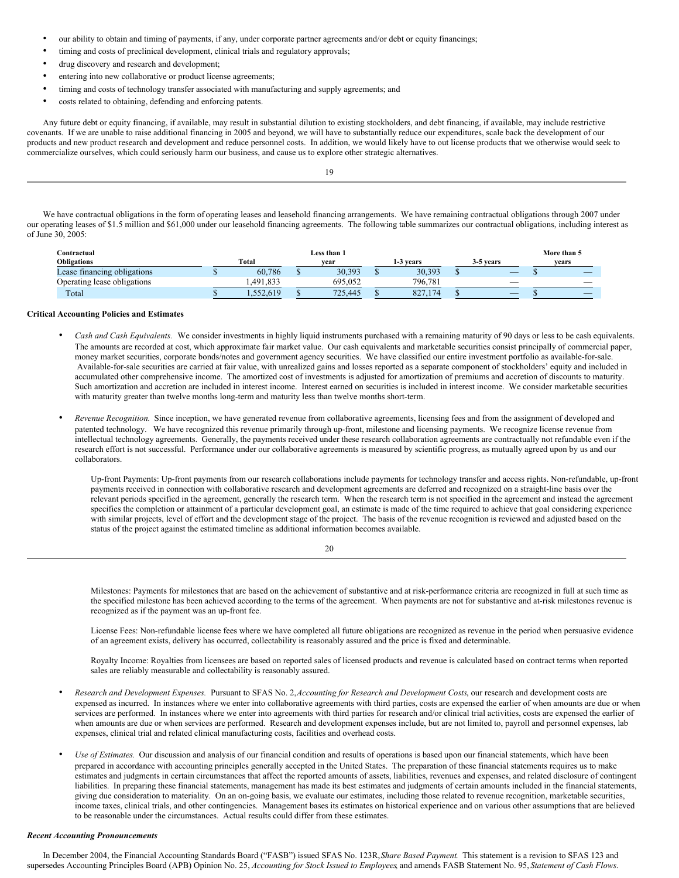- our ability to obtain and timing of payments, if any, under corporate partner agreements and/or debt or equity financings;
- timing and costs of preclinical development, clinical trials and regulatory approvals;
- drug discovery and research and development;
- entering into new collaborative or product license agreements;
- timing and costs of technology transfer associated with manufacturing and supply agreements; and
- costs related to obtaining, defending and enforcing patents.

Any future debt or equity financing, if available, may result in substantial dilution to existing stockholders, and debt financing, if available, may include restrictive covenants. If we are unable to raise additional financing in 2005 and beyond, we will have to substantially reduce our expenditures, scale back the development of our products and new product research and development and reduce personnel costs. In addition, we would likely have to out license products that we otherwise would seek to commercialize ourselves, which could seriously harm our business, and cause us to explore other strategic alternatives.

We have contractual obligations in the form of operating leases and leasehold financing arrangements. We have remaining contractual obligations through 2007 under our operating leases of $1.5 million and $61,000 under our leasehold financing agreements. The following table summarizes our contractual obligations, including interest as of June 30, 2005:

| Contractual Obligations | Total | Less than 1 year | 1-3 years | 3-5 years | More than 5 years |
|---|---|---|---|---|---|
| Lease financing obligations | $ 60,786 | $ 30,393 | $ 30,393 | $ — | $ — |
| Operating lease obligations | 1,491,833 | 695,052 | 796,781 | — | — |
| Total | $ 1,552,619 | $ 725,445 | $ 827,174 | $ — | $ — |

**Critical Accounting Policies and Estimates**

- *Cash and Cash Equivalents.* We consider investments in highly liquid instruments purchased with a remaining maturity of 90 days or less to be cash equivalents. The amounts are recorded at cost, which approximate fair market value. Our cash equivalents and marketable securities consist principally of commercial paper, money market securities, corporate bonds/notes and government agency securities. We have classified our entire investment portfolio as available-for-sale. Available-for-sale securities are carried at fair value, with unrealized gains and losses reported as a separate component of stockholders' equity and included in accumulated other comprehensive income. The amortized cost of investments is adjusted for amortization of premiums and accretion of discounts to maturity. Such amortization and accretion are included in interest income. Interest earned on securities is included in interest income. We consider marketable securities with maturity greater than twelve months long-term and maturity less than twelve months short-term.

- *Revenue Recognition.* Since inception, we have generated revenue from collaborative agreements, licensing fees and from the assignment of developed and patented technology. We have recognized this revenue primarily through up-front, milestone and licensing payments. We recognize license revenue from intellectual technology agreements. Generally, the payments received under these research collaboration agreements are contractually not refundable even if the research effort is not successful. Performance under our collaborative agreements is measured by scientific progress, as mutually agreed upon by us and our collaborators.

  Up-front Payments: Up-front payments from our research collaborations include payments for technology transfer and access rights. Non-refundable, up-front payments received in connection with collaborative research and development agreements are deferred and recognized on a straight-line basis over the relevant periods specified in the agreement, generally the research term. When the research term is not specified in the agreement and instead the agreement specifies the completion or attainment of a particular development goal, an estimate is made of the time required to achieve that goal considering experience with similar projects, level of effort and the development stage of the project. The basis of the revenue recognition is reviewed and adjusted based on the status of the project against the estimated timeline as additional information becomes available.

  Milestones: Payments for milestones that are based on the achievement of substantive and at risk-performance criteria are recognized in full at such time as the specified milestone has been achieved according to the terms of the agreement. When payments are not for substantive and at-risk milestones revenue is recognized as if the payment was an up-front fee.

  License Fees: Non-refundable license fees where we have completed all future obligations are recognized as revenue in the period when persuasive evidence of an agreement exists, delivery has occurred, collectability is reasonably assured and the price is fixed and determinable.

  Royalty Income: Royalties from licensees are based on reported sales of licensed products and revenue is calculated based on contract terms when reported sales are reliably measurable and collectability is reasonably assured.

- *Research and Development Expenses.* Pursuant to SFAS No. 2, *Accounting for Research and Development Costs*, our research and development costs are expensed as incurred. In instances where we enter into collaborative agreements with third parties, costs are expensed the earlier of when amounts are due or when services are performed. In instances where we enter into agreements with third parties for research and/or clinical trial activities, costs are expensed the earlier of when amounts are due or when services are performed. Research and development expenses include, but are not limited to, payroll and personnel expenses, lab expenses, clinical trial and related clinical manufacturing costs, facilities and overhead costs.

- *Use of Estimates.* Our discussion and analysis of our financial condition and results of operations is based upon our financial statements, which have been prepared in accordance with accounting principles generally accepted in the United States. The preparation of these financial statements requires us to make estimates and judgments in certain circumstances that affect the reported amounts of assets, liabilities, revenues and expenses, and related disclosure of contingent liabilities. In preparing these financial statements, management has made its best estimates and judgments of certain amounts included in the financial statements, giving due consideration to materiality. On an on-going basis, we evaluate our estimates, including those related to revenue recognition, marketable securities, income taxes, clinical trials, and other contingencies. Management bases its estimates on historical experience and on various other assumptions that are believed to be reasonable under the circumstances. Actual results could differ from these estimates.

***Recent Accounting Pronouncements***

In December 2004, the Financial Accounting Standards Board ("FASB") issued SFAS No. 123R, *Share Based Payment.* This statement is a revision to SFAS 123 and supersedes Accounting Principles Board (APB) Opinion No. 25, *Accounting for Stock Issued to Employees*, and amends FASB Statement No. 95, *Statement of Cash Flows.*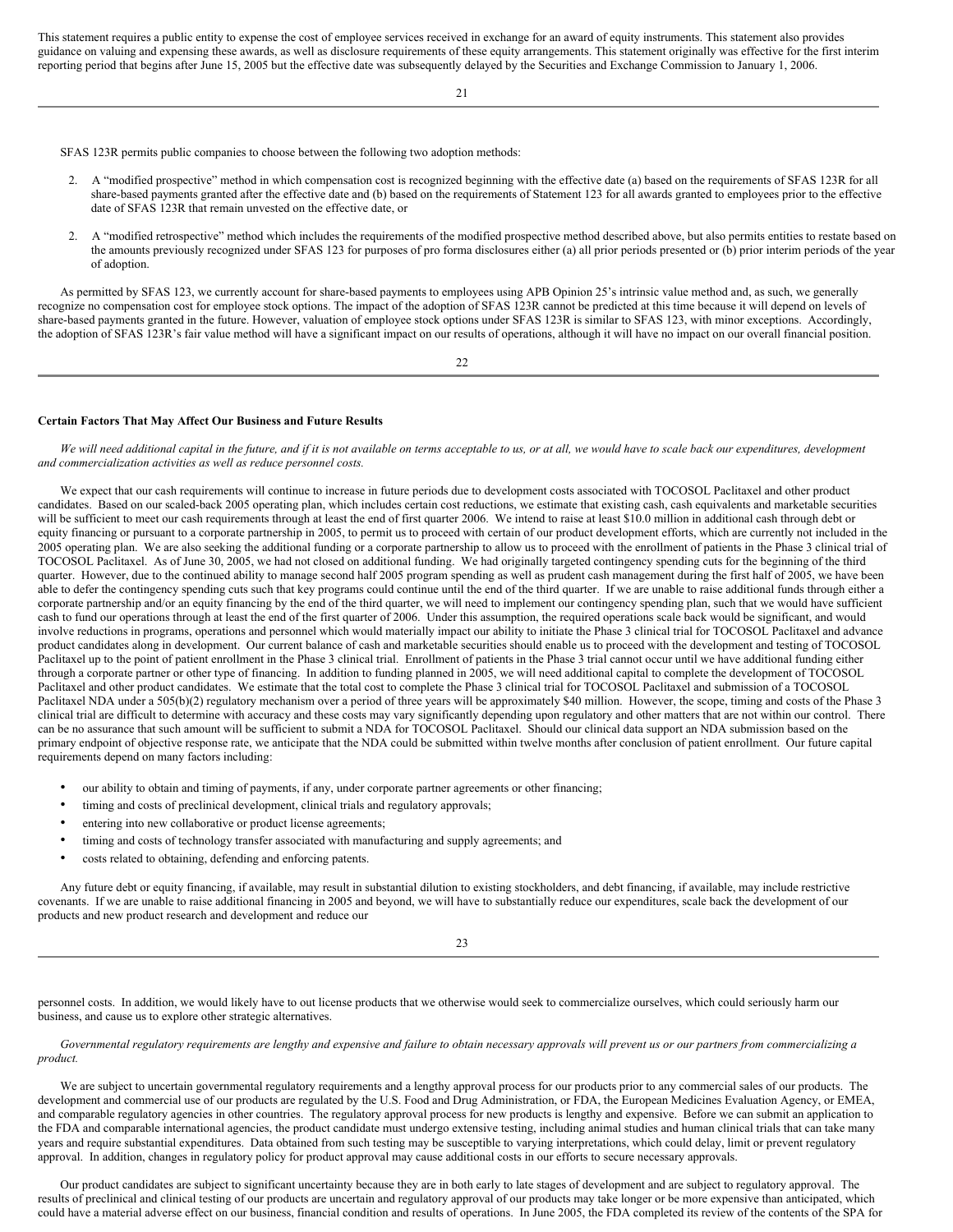This statement requires a public entity to expense the cost of employee services received in exchange for an award of equity instruments. This statement also provides guidance on valuing and expensing these awards, as well as disclosure requirements of these equity arrangements. This statement originally was effective for the first interim reporting period that begins after June 15, 2005 but the effective date was subsequently delayed by the Securities and Exchange Commission to January 1, 2006.

SFAS 123R permits public companies to choose between the following two adoption methods:

2. A "modified prospective" method in which compensation cost is recognized beginning with the effective date (a) based on the requirements of SFAS 123R for all share-based payments granted after the effective date and (b) based on the requirements of Statement 123 for all awards granted to employees prior to the effective date of SFAS 123R that remain unvested on the effective date, or

2. A "modified retrospective" method which includes the requirements of the modified prospective method described above, but also permits entities to restate based on the amounts previously recognized under SFAS 123 for purposes of pro forma disclosures either (a) all prior periods presented or (b) prior interim periods of the year of adoption.

As permitted by SFAS 123, we currently account for share-based payments to employees using APB Opinion 25's intrinsic value method and, as such, we generally recognize no compensation cost for employee stock options. The impact of the adoption of SFAS 123R cannot be predicted at this time because it will depend on levels of share-based payments granted in the future. However, valuation of employee stock options under SFAS 123R is similar to SFAS 123, with minor exceptions. Accordingly, the adoption of SFAS 123R's fair value method will have a significant impact on our results of operations, although it will have no impact on our overall financial position.

**Certain Factors That May Affect Our Business and Future Results**

*We will need additional capital in the future, and if it is not available on terms acceptable to us, or at all, we would have to scale back our expenditures, development and commercialization activities as well as reduce personnel costs.*

We expect that our cash requirements will continue to increase in future periods due to development costs associated with TOCOSOL Paclitaxel and other product candidates. Based on our scaled-back 2005 operating plan, which includes certain cost reductions, we estimate that existing cash, cash equivalents and marketable securities will be sufficient to meet our cash requirements through at least the end of first quarter 2006. We intend to raise at least $10.0 million in additional cash through debt or equity financing or pursuant to a corporate partnership in 2005, to permit us to proceed with certain of our product development efforts, which are currently not included in the 2005 operating plan. We are also seeking the additional funding or a corporate partnership to allow us to proceed with the enrollment of patients in the Phase 3 clinical trial of TOCOSOL Paclitaxel. As of June 30, 2005, we had not closed on additional funding. We had originally targeted contingency spending cuts for the beginning of the third quarter. However, due to the continued ability to manage second half 2005 program spending as well as prudent cash management during the first half of 2005, we have been able to defer the contingency spending cuts such that key programs could continue until the end of the third quarter. If we are unable to raise additional funds through either a corporate partnership and/or an equity financing by the end of the third quarter, we will need to implement our contingency spending plan, such that we would have sufficient cash to fund our operations through at least the end of the first quarter of 2006. Under this assumption, the required operations scale back would be significant, and would involve reductions in programs, operations and personnel which would materially impact our ability to initiate the Phase 3 clinical trial for TOCOSOL Paclitaxel and advance product candidates along in development. Our current balance of cash and marketable securities should enable us to proceed with the development and testing of TOCOSOL Paclitaxel up to the point of patient enrollment in the Phase 3 clinical trial. Enrollment of patients in the Phase 3 trial cannot occur until we have additional funding either through a corporate partner or other type of financing. In addition to funding planned in 2005, we will need additional capital to complete the development of TOCOSOL Paclitaxel and other product candidates. We estimate that the total cost to complete the Phase 3 clinical trial for TOCOSOL Paclitaxel and submission of a TOCOSOL Paclitaxel NDA under a 505(b)(2) regulatory mechanism over a period of three years will be approximately $40 million. However, the scope, timing and costs of the Phase 3 clinical trial are difficult to determine with accuracy and these costs may vary significantly depending upon regulatory and other matters that are not within our control. There can be no assurance that such amount will be sufficient to submit a NDA for TOCOSOL Paclitaxel. Should our clinical data support an NDA submission based on the primary endpoint of objective response rate, we anticipate that the NDA could be submitted within twelve months after conclusion of patient enrollment. Our future capital requirements depend on many factors including:

- our ability to obtain and timing of payments, if any, under corporate partner agreements or other financing;
- timing and costs of preclinical development, clinical trials and regulatory approvals;
- entering into new collaborative or product license agreements;
- timing and costs of technology transfer associated with manufacturing and supply agreements; and
- costs related to obtaining, defending and enforcing patents.

Any future debt or equity financing, if available, may result in substantial dilution to existing stockholders, and debt financing, if available, may include restrictive covenants. If we are unable to raise additional financing in 2005 and beyond, we will have to substantially reduce our expenditures, scale back the development of our products and new product research and development and reduce our personnel costs. In addition, we would likely have to out license products that we otherwise would seek to commercialize ourselves, which could seriously harm our business, and cause us to explore other strategic alternatives.

*Governmental regulatory requirements are lengthy and expensive and failure to obtain necessary approvals will prevent us or our partners from commercializing a product.*

We are subject to uncertain governmental regulatory requirements and a lengthy approval process for our products prior to any commercial sales of our products. The development and commercial use of our products are regulated by the U.S. Food and Drug Administration, or FDA, the European Medicines Evaluation Agency, or EMEA, and comparable regulatory agencies in other countries. The regulatory approval process for new products is lengthy and expensive. Before we can submit an application to the FDA and comparable international agencies, the product candidate must undergo extensive testing, including animal studies and human clinical trials that can take many years and require substantial expenditures. Data obtained from such testing may be susceptible to varying interpretations, which could delay, limit or prevent regulatory approval. In addition, changes in regulatory policy for product approval may cause additional costs in our efforts to secure necessary approvals.

Our product candidates are subject to significant uncertainty because they are in both early to late stages of development and are subject to regulatory approval. The results of preclinical and clinical testing of our products are uncertain and regulatory approval of our products may take longer or be more expensive than anticipated, which could have a material adverse effect on our business, financial condition and results of operations. In June 2005, the FDA completed its review of the contents of the SPA for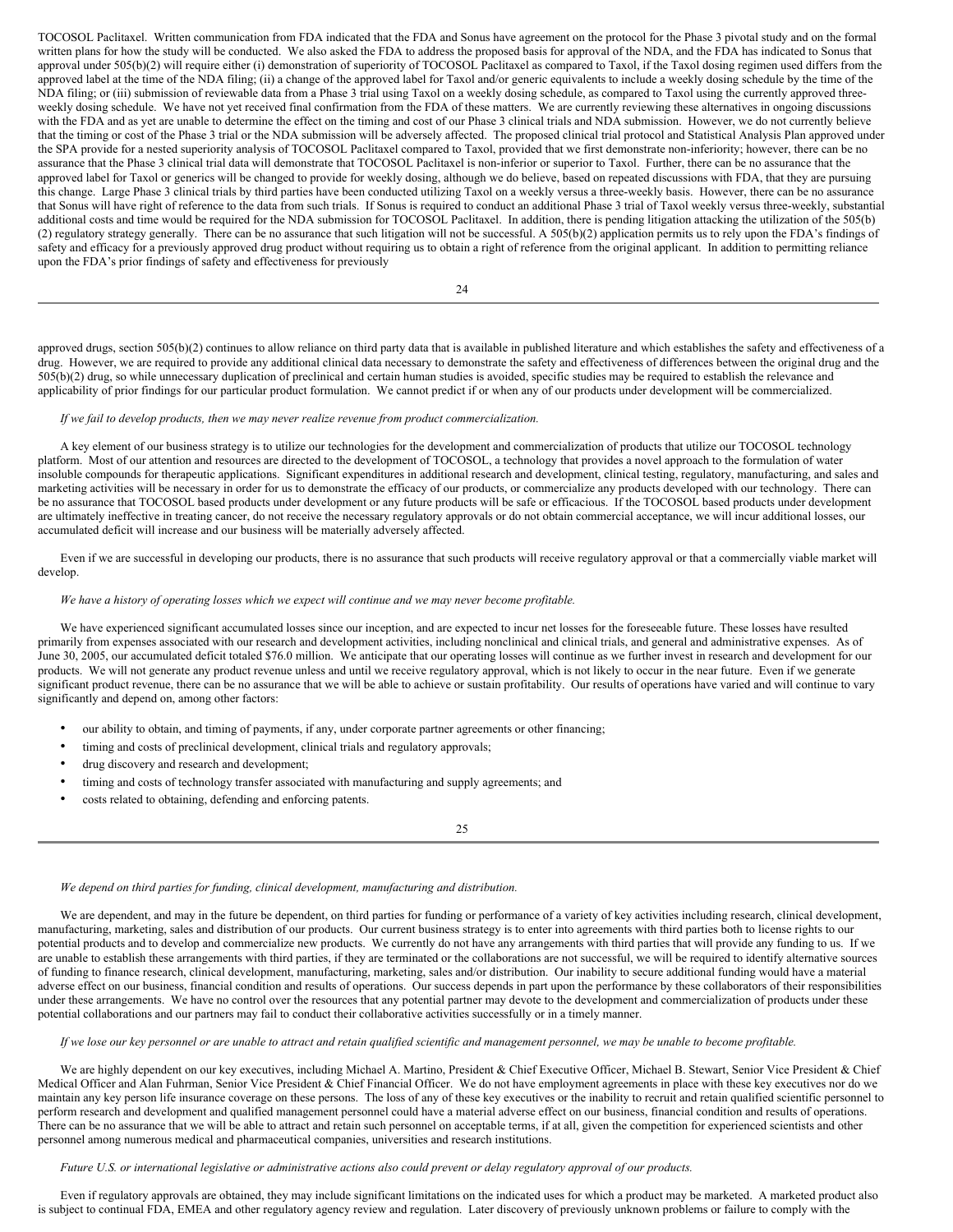TOCOSOL Paclitaxel. Written communication from FDA indicated that the FDA and Sonus have agreement on the protocol for the Phase 3 pivotal study and on the formal written plans for how the study will be conducted. We also asked the FDA to address the proposed basis for approval of the NDA, and the FDA has indicated to Sonus that approval under 505(b)(2) will require either (i) demonstration of superiority of TOCOSOL Paclitaxel as compared to Taxol, if the Taxol dosing regimen used differs from the approved label at the time of the NDA filing; (ii) a change of the approved label for Taxol and/or generic equivalents to include a weekly dosing schedule by the time of the NDA filing; or (iii) submission of reviewable data from a Phase 3 trial using Taxol on a weekly dosing schedule, as compared to Taxol using the currently approved three-weekly dosing schedule. We have not yet received final confirmation from the FDA of these matters. We are currently reviewing these alternatives in ongoing discussions with the FDA and as yet are unable to determine the effect on the timing and cost of our Phase 3 clinical trials and NDA submission. However, we do not currently believe that the timing or cost of the Phase 3 trial or the NDA submission will be adversely affected. The proposed clinical trial protocol and Statistical Analysis Plan approved under the SPA provide for a nested superiority analysis of TOCOSOL Paclitaxel compared to Taxol, provided that we first demonstrate non-inferiority; however, there can be no assurance that the Phase 3 clinical trial data will demonstrate that TOCOSOL Paclitaxel is non-inferior or superior to Taxol. Further, there can be no assurance that the approved label for Taxol or generics will be changed to provide for weekly dosing, although we do believe, based on repeated discussions with FDA, that they are pursuing this change. Large Phase 3 clinical trials by third parties have been conducted utilizing Taxol on a weekly versus a three-weekly basis. However, there can be no assurance that Sonus will have right of reference to the data from such trials. If Sonus is required to conduct an additional Phase 3 trial of Taxol weekly versus three-weekly, substantial additional costs and time would be required for the NDA submission for TOCOSOL Paclitaxel. In addition, there is pending litigation attacking the utilization of the 505(b)(2) regulatory strategy generally. There can be no assurance that such litigation will not be successful. A 505(b)(2) application permits us to rely upon the FDA's findings of safety and efficacy for a previously approved drug product without requiring us to obtain a right of reference from the original applicant. In addition to permitting reliance upon the FDA's prior findings of safety and effectiveness for previously approved drugs, section 505(b)(2) continues to allow reliance on third party data that is available in published literature and which establishes the safety and effectiveness of a drug. However, we are required to provide any additional clinical data necessary to demonstrate the safety and effectiveness of differences between the original drug and the 505(b)(2) drug, so while unnecessary duplication of preclinical and certain human studies is avoided, specific studies may be required to establish the relevance and applicability of prior findings for our particular product formulation. We cannot predict if or when any of our products under development will be commercialized.

*If we fail to develop products, then we may never realize revenue from product commercialization.*

A key element of our business strategy is to utilize our technologies for the development and commercialization of products that utilize our TOCOSOL technology platform. Most of our attention and resources are directed to the development of TOCOSOL, a technology that provides a novel approach to the formulation of water insoluble compounds for therapeutic applications. Significant expenditures in additional research and development, clinical testing, regulatory, manufacturing, and sales and marketing activities will be necessary in order for us to demonstrate the efficacy of our products, or commercialize any products developed with our technology. There can be no assurance that TOCOSOL based products under development or any future products will be safe or efficacious. If the TOCOSOL based products under development are ultimately ineffective in treating cancer, do not receive the necessary regulatory approvals or do not obtain commercial acceptance, we will incur additional losses, our accumulated deficit will increase and our business will be materially adversely affected.

Even if we are successful in developing our products, there is no assurance that such products will receive regulatory approval or that a commercially viable market will develop.

*We have a history of operating losses which we expect will continue and we may never become profitable.*

We have experienced significant accumulated losses since our inception, and are expected to incur net losses for the foreseeable future. These losses have resulted primarily from expenses associated with our research and development activities, including nonclinical and clinical trials, and general and administrative expenses. As of June 30, 2005, our accumulated deficit totaled $76.0 million. We anticipate that our operating losses will continue as we further invest in research and development for our products. We will not generate any product revenue unless and until we receive regulatory approval, which is not likely to occur in the near future. Even if we generate significant product revenue, there can be no assurance that we will be able to achieve or sustain profitability. Our results of operations have varied and will continue to vary significantly and depend on, among other factors:

- our ability to obtain, and timing of payments, if any, under corporate partner agreements or other financing;
- timing and costs of preclinical development, clinical trials and regulatory approvals;
- drug discovery and research and development;
- timing and costs of technology transfer associated with manufacturing and supply agreements; and
- costs related to obtaining, defending and enforcing patents.

*We depend on third parties for funding, clinical development, manufacturing and distribution.*

We are dependent, and may in the future be dependent, on third parties for funding or performance of a variety of key activities including research, clinical development, manufacturing, marketing, sales and distribution of our products. Our current business strategy is to enter into agreements with third parties both to license rights to our potential products and to develop and commercialize new products. We currently do not have any arrangements with third parties that will provide any funding to us. If we are unable to establish these arrangements with third parties, if they are terminated or the collaborations are not successful, we will be required to identify alternative sources of funding to finance research, clinical development, manufacturing, marketing, sales and/or distribution. Our inability to secure additional funding would have a material adverse effect on our business, financial condition and results of operations. Our success depends in part upon the performance by these collaborators of their responsibilities under these arrangements. We have no control over the resources that any potential partner may devote to the development and commercialization of products under these potential collaborations and our partners may fail to conduct their collaborative activities successfully or in a timely manner.

*If we lose our key personnel or are unable to attract and retain qualified scientific and management personnel, we may be unable to become profitable.*

We are highly dependent on our key executives, including Michael A. Martino, President & Chief Executive Officer, Michael B. Stewart, Senior Vice President & Chief Medical Officer and Alan Fuhrman, Senior Vice President & Chief Financial Officer. We do not have employment agreements in place with these key executives nor do we maintain any key person life insurance coverage on these persons. The loss of any of these key executives or the inability to recruit and retain qualified scientific personnel to perform research and development and qualified management personnel could have a material adverse effect on our business, financial condition and results of operations. There can be no assurance that we will be able to attract and retain such personnel on acceptable terms, if at all, given the competition for experienced scientists and other personnel among numerous medical and pharmaceutical companies, universities and research institutions.

*Future U.S. or international legislative or administrative actions also could prevent or delay regulatory approval of our products.*

Even if regulatory approvals are obtained, they may include significant limitations on the indicated uses for which a product may be marketed. A marketed product also is subject to continual FDA, EMEA and other regulatory agency review and regulation. Later discovery of previously unknown problems or failure to comply with the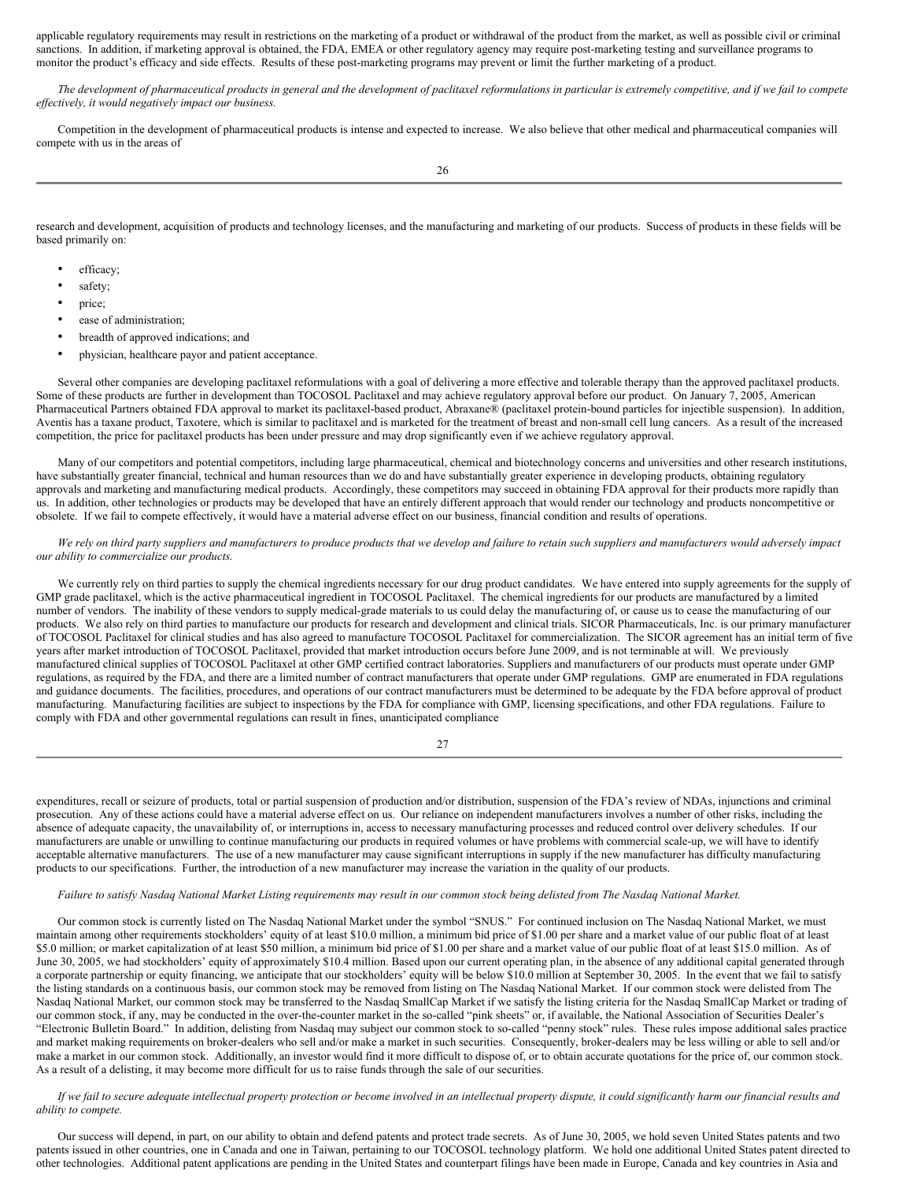applicable regulatory requirements may result in restrictions on the marketing of a product or withdrawal of the product from the market, as well as possible civil or criminal sanctions. In addition, if marketing approval is obtained, the FDA, EMEA or other regulatory agency may require post-marketing testing and surveillance programs to monitor the product's efficacy and side effects. Results of these post-marketing programs may prevent or limit the further marketing of a product.

*The development of pharmaceutical products in general and the development of paclitaxel reformulations in particular is extremely competitive, and if we fail to compete effectively, it would negatively impact our business.*

Competition in the development of pharmaceutical products is intense and expected to increase. We also believe that other medical and pharmaceutical companies will compete with us in the areas of research and development, acquisition of products and technology licenses, and the manufacturing and marketing of our products. Success of products in these fields will be based primarily on:

- efficacy;
- safety;
- price;
- ease of administration;
- breadth of approved indications; and
- physician, healthcare payor and patient acceptance.

Several other companies are developing paclitaxel reformulations with a goal of delivering a more effective and tolerable therapy than the approved paclitaxel products. Some of these products are further in development than TOCOSOL Paclitaxel and may achieve regulatory approval before our product. On January 7, 2005, American Pharmaceutical Partners obtained FDA approval to market its paclitaxel-based product, Abraxane® (paclitaxel protein-bound particles for injectible suspension). In addition, Aventis has a taxane product, Taxotere, which is similar to paclitaxel and is marketed for the treatment of breast and non-small cell lung cancers. As a result of the increased competition, the price for paclitaxel products has been under pressure and may drop significantly even if we achieve regulatory approval.

Many of our competitors and potential competitors, including large pharmaceutical, chemical and biotechnology concerns and universities and other research institutions, have substantially greater financial, technical and human resources than we do and have substantially greater experience in developing products, obtaining regulatory approvals and marketing and manufacturing medical products. Accordingly, these competitors may succeed in obtaining FDA approval for their products more rapidly than us. In addition, other technologies or products may be developed that have an entirely different approach that would render our technology and products noncompetitive or obsolete. If we fail to compete effectively, it would have a material adverse effect on our business, financial condition and results of operations.

*We rely on third party suppliers and manufacturers to produce products that we develop and failure to retain such suppliers and manufacturers would adversely impact our ability to commercialize our products.*

We currently rely on third parties to supply the chemical ingredients necessary for our drug product candidates. We have entered into supply agreements for the supply of GMP grade paclitaxel, which is the active pharmaceutical ingredient in TOCOSOL Paclitaxel. The chemical ingredients for our products are manufactured by a limited number of vendors. The inability of these vendors to supply medical-grade materials to us could delay the manufacturing of, or cause us to cease the manufacturing of our products. We also rely on third parties to manufacture our products for research and development and clinical trials. SICOR Pharmaceuticals, Inc. is our primary manufacturer of TOCOSOL Paclitaxel for clinical studies and has also agreed to manufacture TOCOSOL Paclitaxel for commercialization. The SICOR agreement has an initial term of five years after market introduction of TOCOSOL Paclitaxel, provided that market introduction occurs before June 2009, and is not terminable at will. We previously manufactured clinical supplies of TOCOSOL Paclitaxel at other GMP certified contract laboratories. Suppliers and manufacturers of our products must operate under GMP regulations, as required by the FDA, and there are a limited number of contract manufacturers that operate under GMP regulations. GMP are enumerated in FDA regulations and guidance documents. The facilities, procedures, and operations of our contract manufacturers must be determined to be adequate by the FDA before approval of product manufacturing. Manufacturing facilities are subject to inspections by the FDA for compliance with GMP, licensing specifications, and other FDA regulations. Failure to comply with FDA and other governmental regulations can result in fines, unanticipated compliance expenditures, recall or seizure of products, total or partial suspension of production and/or distribution, suspension of the FDA's review of NDAs, injunctions and criminal prosecution. Any of these actions could have a material adverse effect on us. Our reliance on independent manufacturers involves a number of other risks, including the absence of adequate capacity, the unavailability of, or interruptions in, access to necessary manufacturing processes and reduced control over delivery schedules. If our manufacturers are unable or unwilling to continue manufacturing our products in required volumes or have problems with commercial scale-up, we will have to identify acceptable alternative manufacturers. The use of a new manufacturer may cause significant interruptions in supply if the new manufacturer has difficulty manufacturing products to our specifications. Further, the introduction of a new manufacturer may increase the variation in the quality of our products.

*Failure to satisfy Nasdaq National Market Listing requirements may result in our common stock being delisted from The Nasdaq National Market.*

Our common stock is currently listed on The Nasdaq National Market under the symbol "SNUS." For continued inclusion on The Nasdaq National Market, we must maintain among other requirements stockholders' equity of at least $10.0 million, a minimum bid price of $1.00 per share and a market value of our public float of at least $5.0 million; or market capitalization of at least $50 million, a minimum bid price of $1.00 per share and a market value of our public float of at least $15.0 million. As of June 30, 2005, we had stockholders' equity of approximately $10.4 million. Based upon our current operating plan, in the absence of any additional capital generated through a corporate partnership or equity financing, we anticipate that our stockholders' equity will be below $10.0 million at September 30, 2005. In the event that we fail to satisfy the listing standards on a continuous basis, our common stock may be removed from listing on The Nasdaq National Market. If our common stock were delisted from The Nasdaq National Market, our common stock may be transferred to the Nasdaq SmallCap Market if we satisfy the listing criteria for the Nasdaq SmallCap Market or trading of our common stock, if any, may be conducted in the over-the-counter market in the so-called "pink sheets" or, if available, the National Association of Securities Dealer's "Electronic Bulletin Board." In addition, delisting from Nasdaq may subject our common stock to so-called "penny stock" rules. These rules impose additional sales practice and market making requirements on broker-dealers who sell and/or make a market in such securities. Consequently, broker-dealers may be less willing or able to sell and/or make a market in our common stock. Additionally, an investor would find it more difficult to dispose of, or to obtain accurate quotations for the price of, our common stock. As a result of a delisting, it may become more difficult for us to raise funds through the sale of our securities.

*If we fail to secure adequate intellectual property protection or become involved in an intellectual property dispute, it could significantly harm our financial results and ability to compete.*

Our success will depend, in part, on our ability to obtain and defend patents and protect trade secrets. As of June 30, 2005, we hold seven United States patents and two patents issued in other countries, one in Canada and one in Taiwan, pertaining to our TOCOSOL technology platform. We hold one additional United States patent directed to other technologies. Additional patent applications are pending in the United States and counterpart filings have been made in Europe, Canada and key countries in Asia and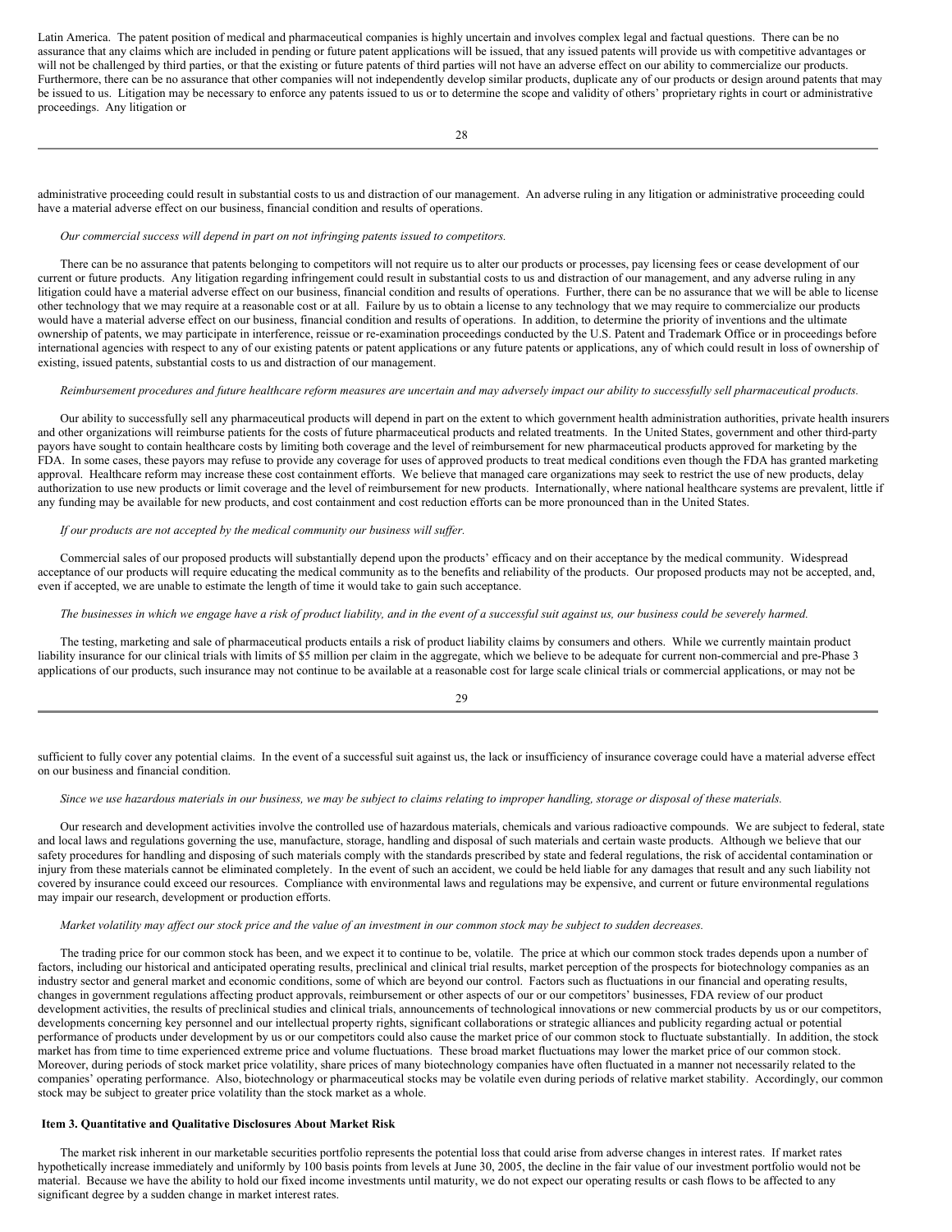Latin America. The patent position of medical and pharmaceutical companies is highly uncertain and involves complex legal and factual questions. There can be no assurance that any claims which are included in pending or future patent applications will be issued, that any issued patents will provide us with competitive advantages or will not be challenged by third parties, or that the existing or future patents of third parties will not have an adverse effect on our ability to commercialize our products. Furthermore, there can be no assurance that other companies will not independently develop similar products, duplicate any of our products or design around patents that may be issued to us. Litigation may be necessary to enforce any patents issued to us or to determine the scope and validity of others' proprietary rights in court or administrative proceedings. Any litigation or administrative proceeding could result in substantial costs to us and distraction of our management. An adverse ruling in any litigation or administrative proceeding could have a material adverse effect on our business, financial condition and results of operations.

*Our commercial success will depend in part on not infringing patents issued to competitors.*

There can be no assurance that patents belonging to competitors will not require us to alter our products or processes, pay licensing fees or cease development of our current or future products. Any litigation regarding infringement could result in substantial costs to us and distraction of our management, and any adverse ruling in any litigation could have a material adverse effect on our business, financial condition and results of operations. Further, there can be no assurance that we will be able to license other technology that we may require at a reasonable cost or at all. Failure by us to obtain a license to any technology that we may require to commercialize our products would have a material adverse effect on our business, financial condition and results of operations. In addition, to determine the priority of inventions and the ultimate ownership of patents, we may participate in interference, reissue or re-examination proceedings conducted by the U.S. Patent and Trademark Office or in proceedings before international agencies with respect to any of our existing patents or patent applications or any future patents or applications, any of which could result in loss of ownership of existing, issued patents, substantial costs to us and distraction of our management.

*Reimbursement procedures and future healthcare reform measures are uncertain and may adversely impact our ability to successfully sell pharmaceutical products.*

Our ability to successfully sell any pharmaceutical products will depend in part on the extent to which government health administration authorities, private health insurers and other organizations will reimburse patients for the costs of future pharmaceutical products and related treatments. In the United States, government and other third-party payors have sought to contain healthcare costs by limiting both coverage and the level of reimbursement for new pharmaceutical products approved for marketing by the FDA. In some cases, these payors may refuse to provide any coverage for uses of approved products to treat medical conditions even though the FDA has granted marketing approval. Healthcare reform may increase these cost containment efforts. We believe that managed care organizations may seek to restrict the use of new products, delay authorization to use new products or limit coverage and the level of reimbursement for new products. Internationally, where national healthcare systems are prevalent, little if any funding may be available for new products, and cost containment and cost reduction efforts can be more pronounced than in the United States.

*If our products are not accepted by the medical community our business will suffer.*

Commercial sales of our proposed products will substantially depend upon the products' efficacy and on their acceptance by the medical community. Widespread acceptance of our products will require educating the medical community as to the benefits and reliability of the products. Our proposed products may not be accepted, and, even if accepted, we are unable to estimate the length of time it would take to gain such acceptance.

*The businesses in which we engage have a risk of product liability, and in the event of a successful suit against us, our business could be severely harmed.*

The testing, marketing and sale of pharmaceutical products entails a risk of product liability claims by consumers and others. While we currently maintain product liability insurance for our clinical trials with limits of $5 million per claim in the aggregate, which we believe to be adequate for current non-commercial and pre-Phase 3 applications of our products, such insurance may not continue to be available at a reasonable cost for large scale clinical trials or commercial applications, or may not be sufficient to fully cover any potential claims. In the event of a successful suit against us, the lack or insufficiency of insurance coverage could have a material adverse effect on our business and financial condition.

*Since we use hazardous materials in our business, we may be subject to claims relating to improper handling, storage or disposal of these materials.*

Our research and development activities involve the controlled use of hazardous materials, chemicals and various radioactive compounds. We are subject to federal, state and local laws and regulations governing the use, manufacture, storage, handling and disposal of such materials and certain waste products. Although we believe that our safety procedures for handling and disposing of such materials comply with the standards prescribed by state and federal regulations, the risk of accidental contamination or injury from these materials cannot be eliminated completely. In the event of such an accident, we could be held liable for any damages that result and any such liability not covered by insurance could exceed our resources. Compliance with environmental laws and regulations may be expensive, and current or future environmental regulations may impair our research, development or production efforts.

*Market volatility may affect our stock price and the value of an investment in our common stock may be subject to sudden decreases.*

The trading price for our common stock has been, and we expect it to continue to be, volatile. The price at which our common stock trades depends upon a number of factors, including our historical and anticipated operating results, preclinical and clinical trial results, market perception of the prospects for biotechnology companies as an industry sector and general market and economic conditions, some of which are beyond our control. Factors such as fluctuations in our financial and operating results, changes in government regulations affecting product approvals, reimbursement or other aspects of our or our competitors' businesses, FDA review of our product development activities, the results of preclinical studies and clinical trials, announcements of technological innovations or new commercial products by us or our competitors, developments concerning key personnel and our intellectual property rights, significant collaborations or strategic alliances and publicity regarding actual or potential performance of products under development by us or our competitors could also cause the market price of our common stock to fluctuate substantially. In addition, the stock market has from time to time experienced extreme price and volume fluctuations. These broad market fluctuations may lower the market price of our common stock. Moreover, during periods of stock market price volatility, share prices of many biotechnology companies have often fluctuated in a manner not necessarily related to the companies' operating performance. Also, biotechnology or pharmaceutical stocks may be volatile even during periods of relative market stability. Accordingly, our common stock may be subject to greater price volatility than the stock market as a whole.

**Item 3. Quantitative and Qualitative Disclosures About Market Risk**

The market risk inherent in our marketable securities portfolio represents the potential loss that could arise from adverse changes in interest rates. If market rates hypothetically increase immediately and uniformly by 100 basis points from levels at June 30, 2005, the decline in the fair value of our investment portfolio would not be material. Because we have the ability to hold our fixed income investments until maturity, we do not expect our operating results or cash flows to be affected to any significant degree by a sudden change in market interest rates.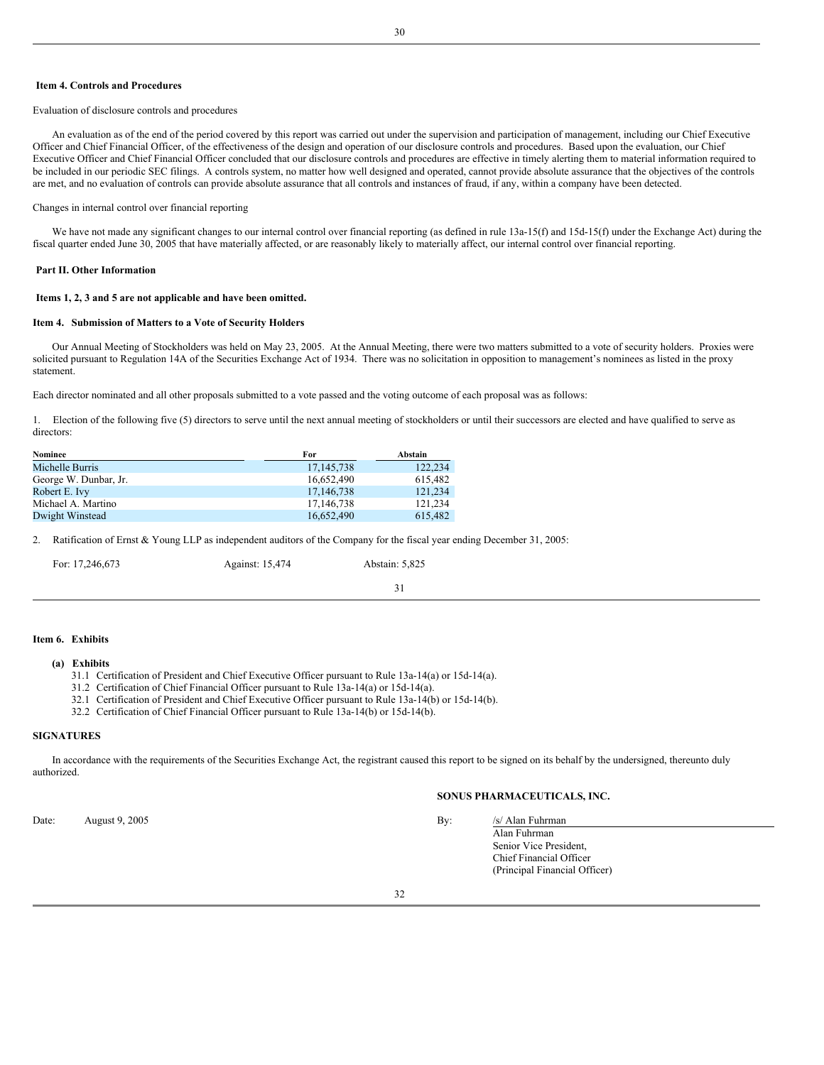**Item 4. Controls and Procedures**

Evaluation of disclosure controls and procedures

An evaluation as of the end of the period covered by this report was carried out under the supervision and participation of management, including our Chief Executive Officer and Chief Financial Officer, of the effectiveness of the design and operation of our disclosure controls and procedures. Based upon the evaluation, our Chief Executive Officer and Chief Financial Officer concluded that our disclosure controls and procedures are effective in timely alerting them to material information required to be included in our periodic SEC filings. A controls system, no matter how well designed and operated, cannot provide absolute assurance that the objectives of the controls are met, and no evaluation of controls can provide absolute assurance that all controls and instances of fraud, if any, within a company have been detected.

Changes in internal control over financial reporting

We have not made any significant changes to our internal control over financial reporting (as defined in rule 13a-15(f) and 15d-15(f) under the Exchange Act) during the fiscal quarter ended June 30, 2005 that have materially affected, or are reasonably likely to materially affect, our internal control over financial reporting.

**Part II. Other Information**

**Items 1, 2, 3 and 5 are not applicable and have been omitted.**

**Item 4. Submission of Matters to a Vote of Security Holders**

Our Annual Meeting of Stockholders was held on May 23, 2005. At the Annual Meeting, there were two matters submitted to a vote of security holders. Proxies were solicited pursuant to Regulation 14A of the Securities Exchange Act of 1934. There was no solicitation in opposition to management's nominees as listed in the proxy statement.

Each director nominated and all other proposals submitted to a vote passed and the voting outcome of each proposal was as follows:

1. Election of the following five (5) directors to serve until the next annual meeting of stockholders or until their successors are elected and have qualified to serve as directors:

| Nominee | For | Abstain |
|---|---|---|
| Michelle Burris | 17,145,738 | 122,234 |
| George W. Dunbar, Jr. | 16,652,490 | 615,482 |
| Robert E. Ivy | 17,146,738 | 121,234 |
| Michael A. Martino | 17,146,738 | 121,234 |
| Dwight Winstead | 16,652,490 | 615,482 |

2. Ratification of Ernst & Young LLP as independent auditors of the Company for the fiscal year ending December 31, 2005:

For: 17,246,673 Against: 15,474 Abstain: 5,825

**Item 6. Exhibits**

**(a) Exhibits**

31.1 Certification of President and Chief Executive Officer pursuant to Rule 13a-14(a) or 15d-14(a).
31.2 Certification of Chief Financial Officer pursuant to Rule 13a-14(a) or 15d-14(a).
32.1 Certification of President and Chief Executive Officer pursuant to Rule 13a-14(b) or 15d-14(b).
32.2 Certification of Chief Financial Officer pursuant to Rule 13a-14(b) or 15d-14(b).

**SIGNATURES**

In accordance with the requirements of the Securities Exchange Act, the registrant caused this report to be signed on its behalf by the undersigned, thereunto duly authorized.

**SONUS PHARMACEUTICALS, INC.**

Date: August 9, 2005

By: /s/ Alan Fuhrman
Alan Fuhrman
Senior Vice President,
Chief Financial Officer
(Principal Financial Officer)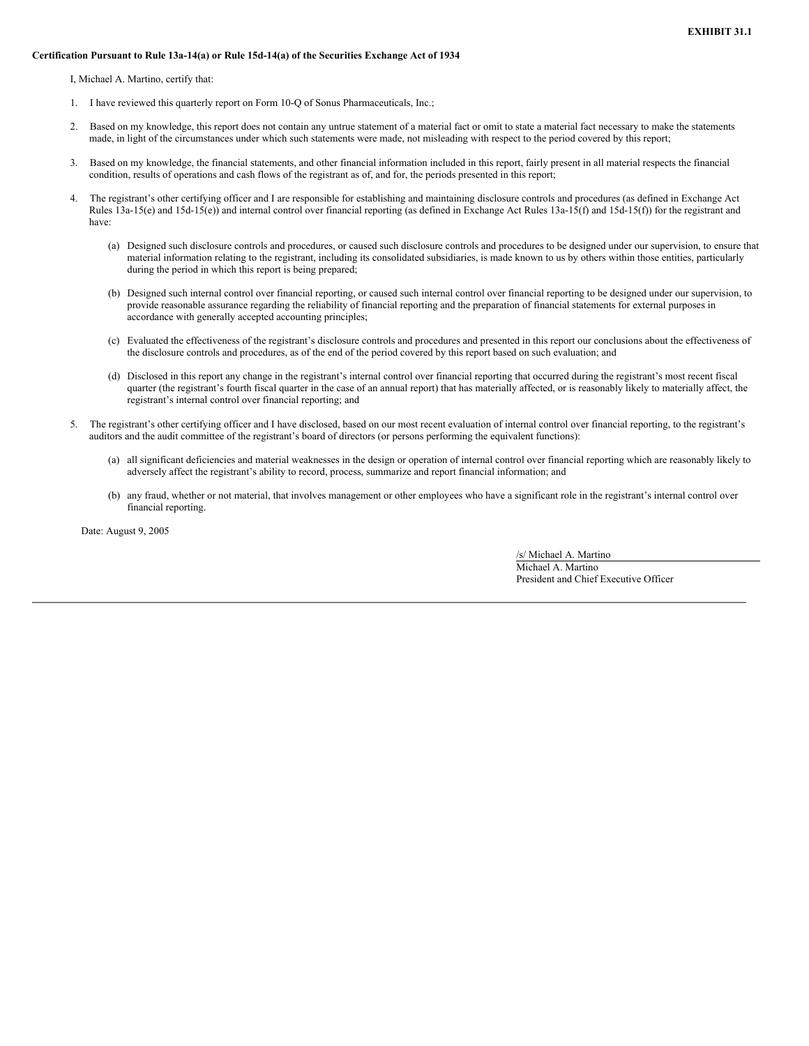**EXHIBIT 31.1**

**Certification Pursuant to Rule 13a-14(a) or Rule 15d-14(a) of the Securities Exchange Act of 1934**

I, Michael A. Martino, certify that:

1. I have reviewed this quarterly report on Form 10-Q of Sonus Pharmaceuticals, Inc.;

2. Based on my knowledge, this report does not contain any untrue statement of a material fact or omit to state a material fact necessary to make the statements made, in light of the circumstances under which such statements were made, not misleading with respect to the period covered by this report;

3. Based on my knowledge, the financial statements, and other financial information included in this report, fairly present in all material respects the financial condition, results of operations and cash flows of the registrant as of, and for, the periods presented in this report;

4. The registrant's other certifying officer and I are responsible for establishing and maintaining disclosure controls and procedures (as defined in Exchange Act Rules 13a-15(e) and 15d-15(e)) and internal control over financial reporting (as defined in Exchange Act Rules 13a-15(f) and 15d-15(f)) for the registrant and have:

   (a) Designed such disclosure controls and procedures, or caused such disclosure controls and procedures to be designed under our supervision, to ensure that material information relating to the registrant, including its consolidated subsidiaries, is made known to us by others within those entities, particularly during the period in which this report is being prepared;

   (b) Designed such internal control over financial reporting, or caused such internal control over financial reporting to be designed under our supervision, to provide reasonable assurance regarding the reliability of financial reporting and the preparation of financial statements for external purposes in accordance with generally accepted accounting principles;

   (c) Evaluated the effectiveness of the registrant's disclosure controls and procedures and presented in this report our conclusions about the effectiveness of the disclosure controls and procedures, as of the end of the period covered by this report based on such evaluation; and

   (d) Disclosed in this report any change in the registrant's internal control over financial reporting that occurred during the registrant's most recent fiscal quarter (the registrant's fourth fiscal quarter in the case of an annual report) that has materially affected, or is reasonably likely to materially affect, the registrant's internal control over financial reporting; and

5. The registrant's other certifying officer and I have disclosed, based on our most recent evaluation of internal control over financial reporting, to the registrant's auditors and the audit committee of the registrant's board of directors (or persons performing the equivalent functions):

   (a) all significant deficiencies and material weaknesses in the design or operation of internal control over financial reporting which are reasonably likely to adversely affect the registrant's ability to record, process, summarize and report financial information; and

   (b) any fraud, whether or not material, that involves management or other employees who have a significant role in the registrant's internal control over financial reporting.

Date: August 9, 2005

/s/ Michael A. Martino

Michael A. Martino
President and Chief Executive Officer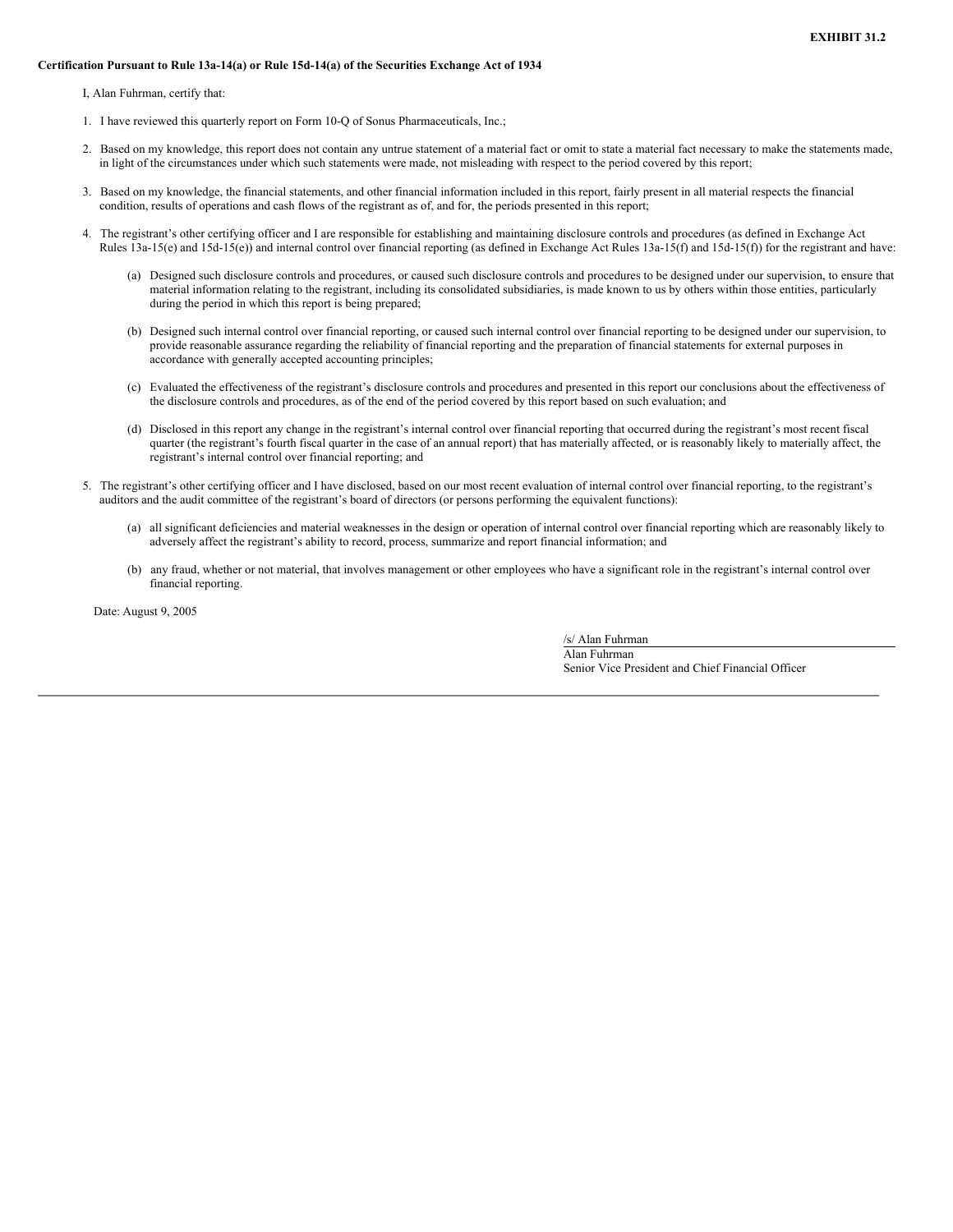**EXHIBIT 31.2**

**Certification Pursuant to Rule 13a-14(a) or Rule 15d-14(a) of the Securities Exchange Act of 1934**

I, Alan Fuhrman, certify that:

1. I have reviewed this quarterly report on Form 10-Q of Sonus Pharmaceuticals, Inc.;

2. Based on my knowledge, this report does not contain any untrue statement of a material fact or omit to state a material fact necessary to make the statements made, in light of the circumstances under which such statements were made, not misleading with respect to the period covered by this report;

3. Based on my knowledge, the financial statements, and other financial information included in this report, fairly present in all material respects the financial condition, results of operations and cash flows of the registrant as of, and for, the periods presented in this report;

4. The registrant's other certifying officer and I are responsible for establishing and maintaining disclosure controls and procedures (as defined in Exchange Act Rules 13a-15(e) and 15d-15(e)) and internal control over financial reporting (as defined in Exchange Act Rules 13a-15(f) and 15d-15(f)) for the registrant and have:

   (a) Designed such disclosure controls and procedures, or caused such disclosure controls and procedures to be designed under our supervision, to ensure that material information relating to the registrant, including its consolidated subsidiaries, is made known to us by others within those entities, particularly during the period in which this report is being prepared;

   (b) Designed such internal control over financial reporting, or caused such internal control over financial reporting to be designed under our supervision, to provide reasonable assurance regarding the reliability of financial reporting and the preparation of financial statements for external purposes in accordance with generally accepted accounting principles;

   (c) Evaluated the effectiveness of the registrant's disclosure controls and procedures and presented in this report our conclusions about the effectiveness of the disclosure controls and procedures, as of the end of the period covered by this report based on such evaluation; and

   (d) Disclosed in this report any change in the registrant's internal control over financial reporting that occurred during the registrant's most recent fiscal quarter (the registrant's fourth fiscal quarter in the case of an annual report) that has materially affected, or is reasonably likely to materially affect, the registrant's internal control over financial reporting; and

5. The registrant's other certifying officer and I have disclosed, based on our most recent evaluation of internal control over financial reporting, to the registrant's auditors and the audit committee of the registrant's board of directors (or persons performing the equivalent functions):

   (a) all significant deficiencies and material weaknesses in the design or operation of internal control over financial reporting which are reasonably likely to adversely affect the registrant's ability to record, process, summarize and report financial information; and

   (b) any fraud, whether or not material, that involves management or other employees who have a significant role in the registrant's internal control over financial reporting.

Date: August 9, 2005

/s/ Alan Fuhrman

Alan Fuhrman

Senior Vice President and Chief Financial Officer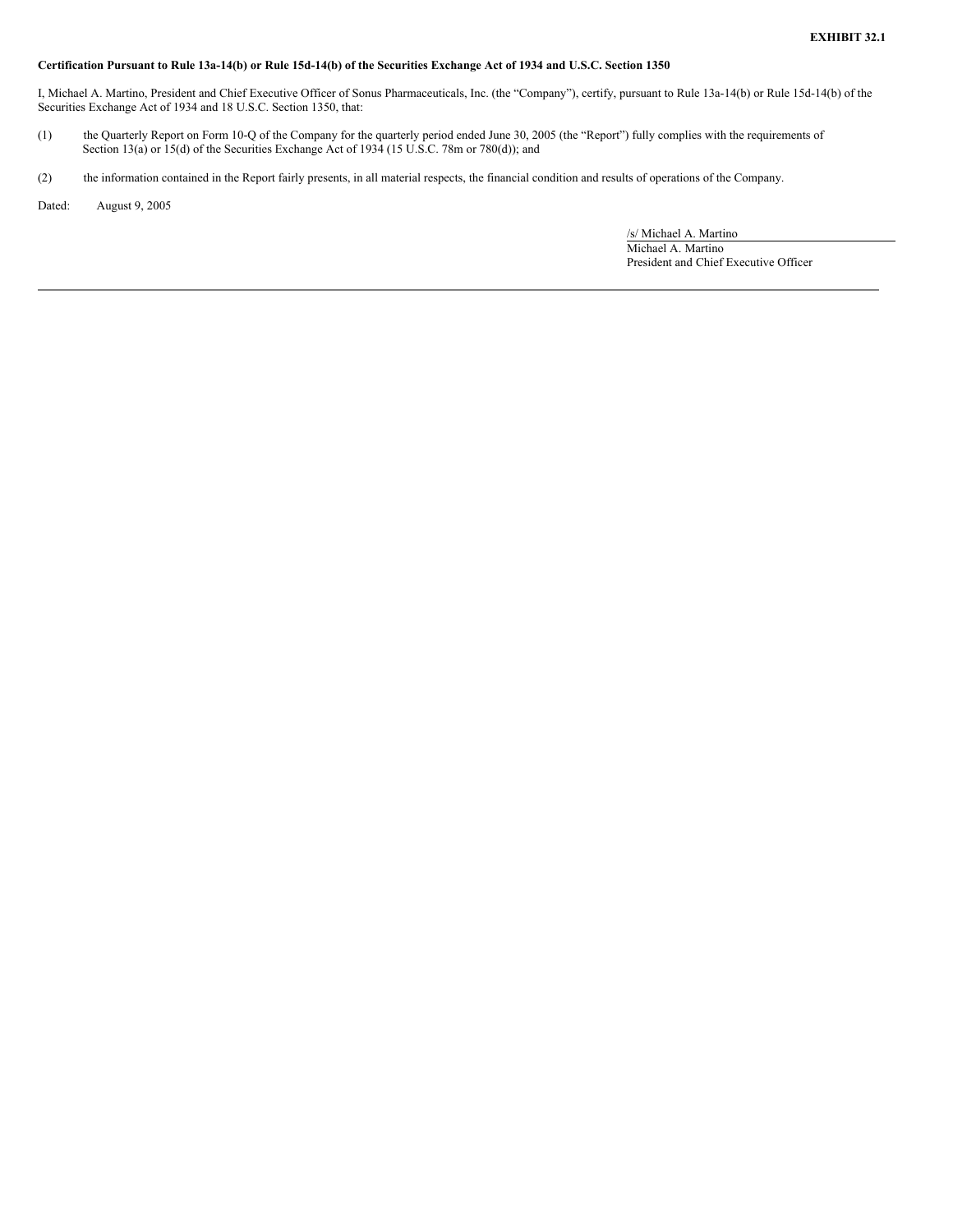**EXHIBIT 32.1**

**Certification Pursuant to Rule 13a-14(b) or Rule 15d-14(b) of the Securities Exchange Act of 1934 and U.S.C. Section 1350**

I, Michael A. Martino, President and Chief Executive Officer of Sonus Pharmaceuticals, Inc. (the "Company"), certify, pursuant to Rule 13a-14(b) or Rule 15d-14(b) of the Securities Exchange Act of 1934 and 18 U.S.C. Section 1350, that:

(1) the Quarterly Report on Form 10-Q of the Company for the quarterly period ended June 30, 2005 (the "Report") fully complies with the requirements of Section 13(a) or 15(d) of the Securities Exchange Act of 1934 (15 U.S.C. 78m or 780(d)); and

(2) the information contained in the Report fairly presents, in all material respects, the financial condition and results of operations of the Company.

Dated: August 9, 2005

/s/ Michael A. Martino
Michael A. Martino
President and Chief Executive Officer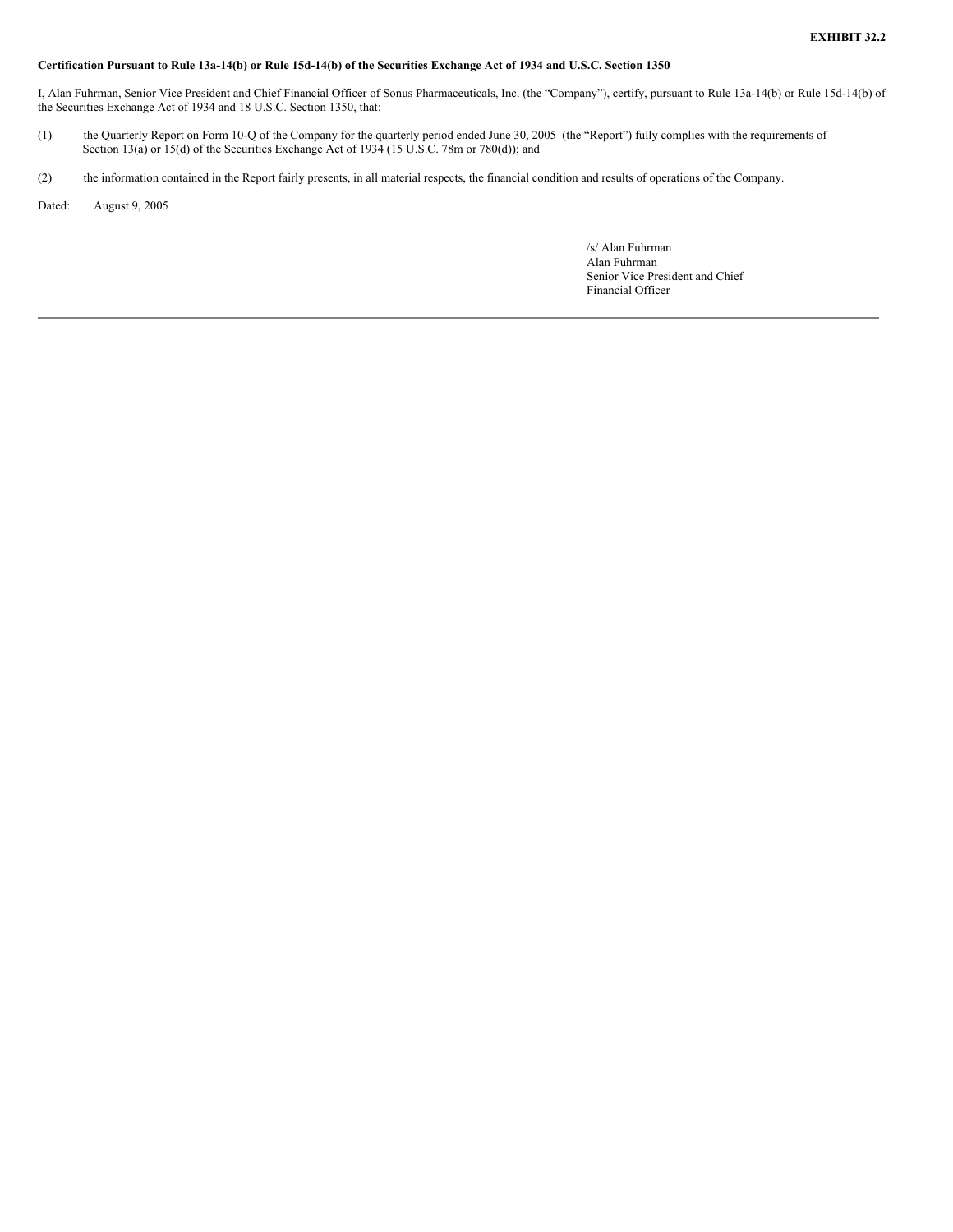**EXHIBIT 32.2**

**Certification Pursuant to Rule 13a-14(b) or Rule 15d-14(b) of the Securities Exchange Act of 1934 and U.S.C. Section 1350**

I, Alan Fuhrman, Senior Vice President and Chief Financial Officer of Sonus Pharmaceuticals, Inc. (the “Company”), certify, pursuant to Rule 13a-14(b) or Rule 15d-14(b) of the Securities Exchange Act of 1934 and 18 U.S.C. Section 1350, that:

(1) the Quarterly Report on Form 10-Q of the Company for the quarterly period ended June 30, 2005 (the “Report”) fully complies with the requirements of Section 13(a) or 15(d) of the Securities Exchange Act of 1934 (15 U.S.C. 78m or 780(d)); and

(2) the information contained in the Report fairly presents, in all material respects, the financial condition and results of operations of the Company.

Dated: August 9, 2005

/s/ Alan Fuhrman
Alan Fuhrman
Senior Vice President and Chief Financial Officer